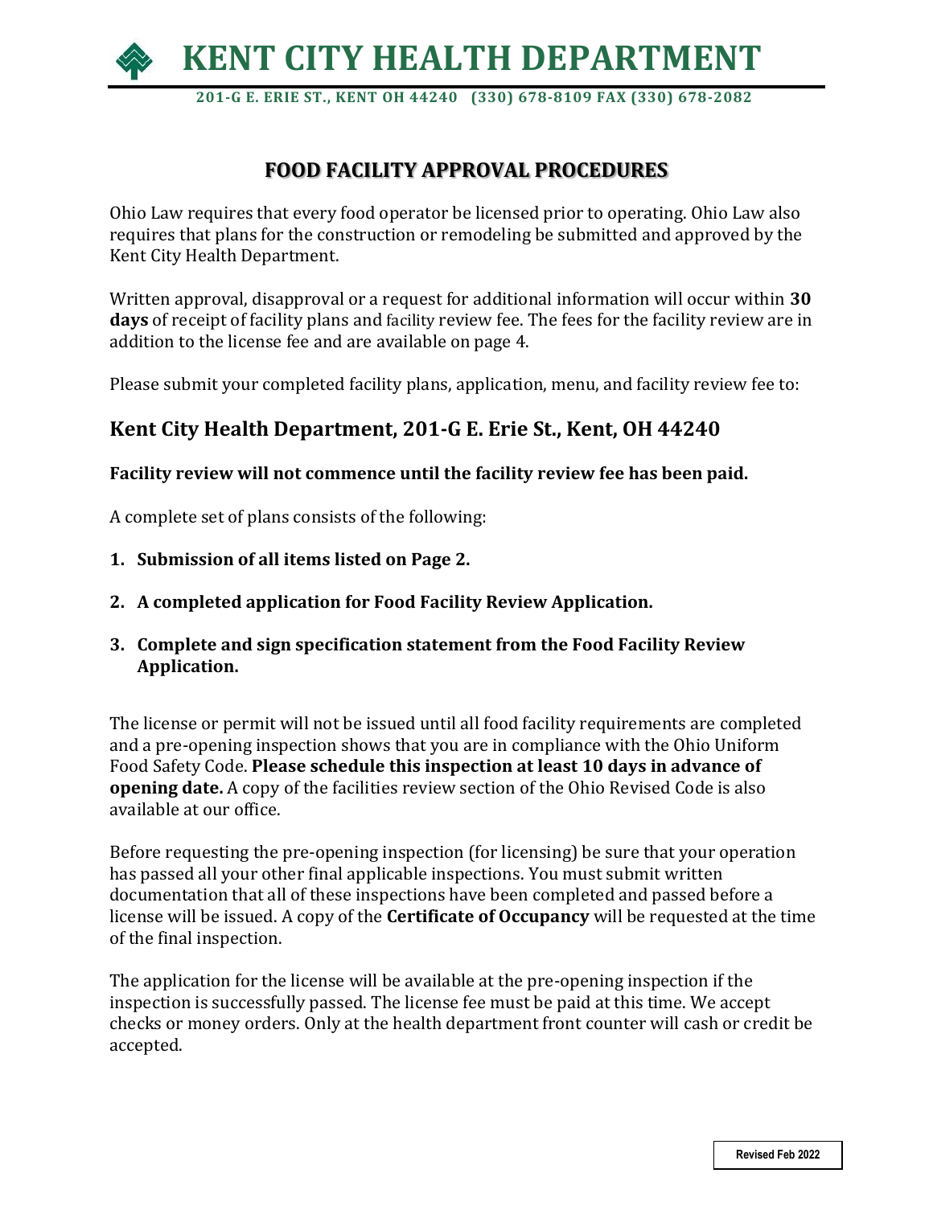# KENT CITY HEALTH DEPARTMENT

**201-G E. ERIE ST., KENT OH 44240 (330) 678-8109 FAX (330) 678-2082**

## FOOD FACILITY APPROVAL PROCEDURES

Ohio Law requires that every food operator be licensed prior to operating. Ohio Law also requires that plans for the construction or remodeling be submitted and approved by the Kent City Health Department.

Written approval, disapproval or a request for additional information will occur within **30 days** of receipt of facility plans and facility review fee. The fees for the facility review are in addition to the license fee and are available on page 4.

Please submit your completed facility plans, application, menu, and facility review fee to:

## Kent City Health Department, 201-G E. Erie St., Kent, OH 44240

**Facility review will not commence until the facility review fee has been paid.**

A complete set of plans consists of the following:

1. **Submission of all items listed on Page 2.**
2. **A completed application for Food Facility Review Application.**
3. **Complete and sign specification statement from the Food Facility Review Application.**

The license or permit will not be issued until all food facility requirements are completed and a pre-opening inspection shows that you are in compliance with the Ohio Uniform Food Safety Code. **Please schedule this inspection at least 10 days in advance of opening date.** A copy of the facilities review section of the Ohio Revised Code is also available at our office.

Before requesting the pre-opening inspection (for licensing) be sure that your operation has passed all your other final applicable inspections. You must submit written documentation that all of these inspections have been completed and passed before a license will be issued. A copy of the **Certificate of Occupancy** will be requested at the time of the final inspection.

The application for the license will be available at the pre-opening inspection if the inspection is successfully passed. The license fee must be paid at this time. We accept checks or money orders. Only at the health department front counter will cash or credit be accepted.

Revised Feb 2022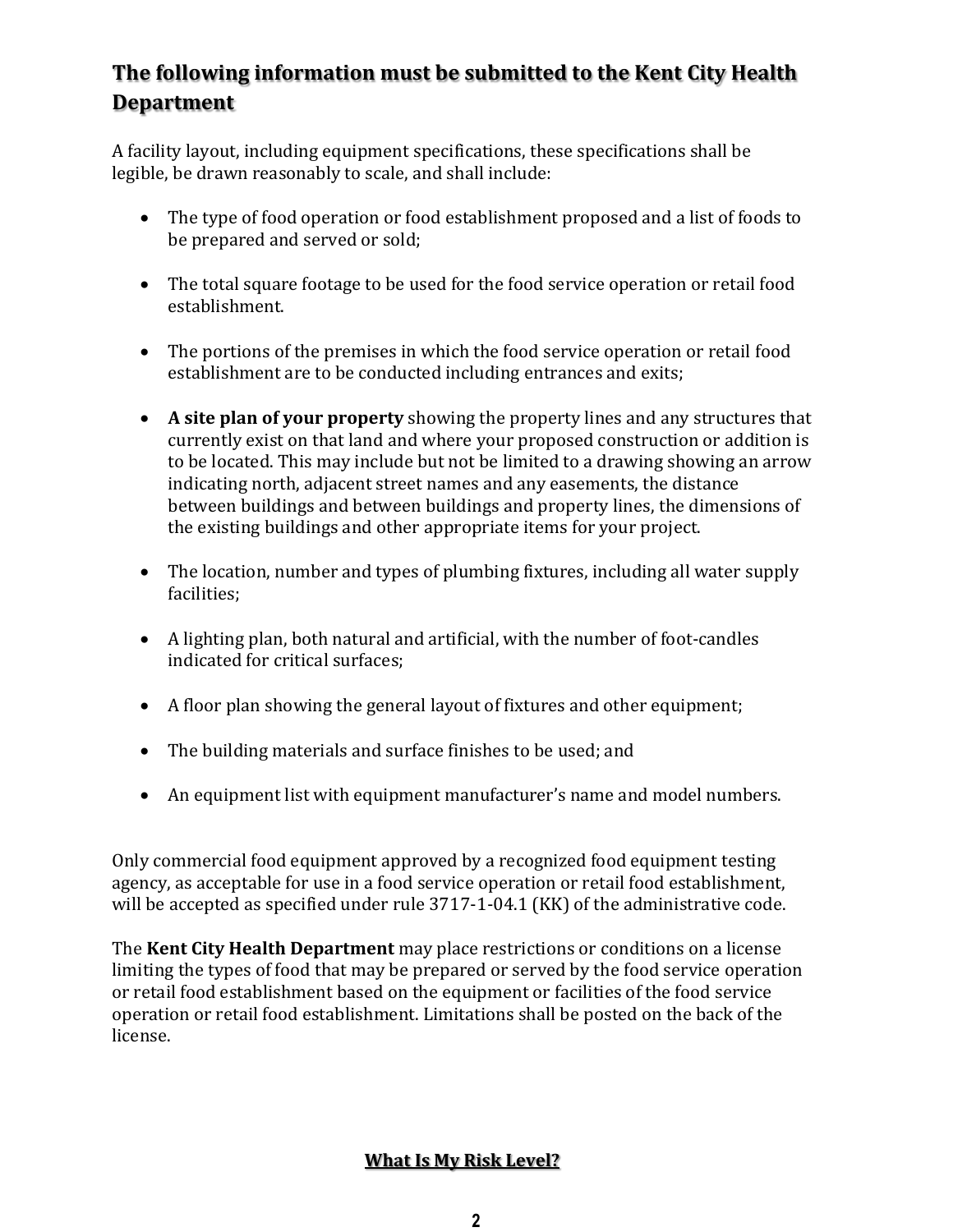## The following information must be submitted to the Kent City Health Department

A facility layout, including equipment specifications, these specifications shall be legible, be drawn reasonably to scale, and shall include:

- The type of food operation or food establishment proposed and a list of foods to be prepared and served or sold;
- The total square footage to be used for the food service operation or retail food establishment.
- The portions of the premises in which the food service operation or retail food establishment are to be conducted including entrances and exits;
- **A site plan of your property** showing the property lines and any structures that currently exist on that land and where your proposed construction or addition is to be located. This may include but not be limited to a drawing showing an arrow indicating north, adjacent street names and any easements, the distance between buildings and between buildings and property lines, the dimensions of the existing buildings and other appropriate items for your project.
- The location, number and types of plumbing fixtures, including all water supply facilities;
- A lighting plan, both natural and artificial, with the number of foot-candles indicated for critical surfaces;
- A floor plan showing the general layout of fixtures and other equipment;
- The building materials and surface finishes to be used; and
- An equipment list with equipment manufacturer's name and model numbers.

Only commercial food equipment approved by a recognized food equipment testing agency, as acceptable for use in a food service operation or retail food establishment, will be accepted as specified under rule 3717-1-04.1 (KK) of the administrative code.

The **Kent City Health Department** may place restrictions or conditions on a license limiting the types of food that may be prepared or served by the food service operation or retail food establishment based on the equipment or facilities of the food service operation or retail food establishment. Limitations shall be posted on the back of the license.

## What Is My Risk Level?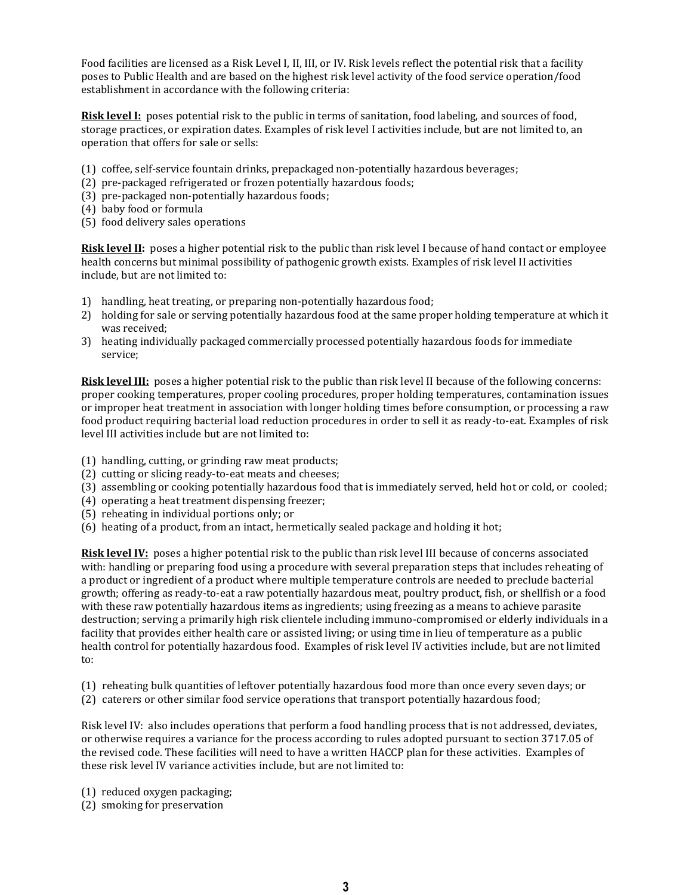Food facilities are licensed as a Risk Level I, II, III, or IV. Risk levels reflect the potential risk that a facility poses to Public Health and are based on the highest risk level activity of the food service operation/food establishment in accordance with the following criteria:

**Risk level I:** poses potential risk to the public in terms of sanitation, food labeling, and sources of food, storage practices, or expiration dates. Examples of risk level I activities include, but are not limited to, an operation that offers for sale or sells:

(1) coffee, self-service fountain drinks, prepackaged non-potentially hazardous beverages;
(2) pre-packaged refrigerated or frozen potentially hazardous foods;
(3) pre-packaged non-potentially hazardous foods;
(4) baby food or formula
(5) food delivery sales operations

**Risk level II:** poses a higher potential risk to the public than risk level I because of hand contact or employee health concerns but minimal possibility of pathogenic growth exists. Examples of risk level II activities include, but are not limited to:

1) handling, heat treating, or preparing non-potentially hazardous food;
2) holding for sale or serving potentially hazardous food at the same proper holding temperature at which it was received;
3) heating individually packaged commercially processed potentially hazardous foods for immediate service;

**Risk level III:** poses a higher potential risk to the public than risk level II because of the following concerns: proper cooking temperatures, proper cooling procedures, proper holding temperatures, contamination issues or improper heat treatment in association with longer holding times before consumption, or processing a raw food product requiring bacterial load reduction procedures in order to sell it as ready-to-eat. Examples of risk level III activities include but are not limited to:

(1) handling, cutting, or grinding raw meat products;
(2) cutting or slicing ready-to-eat meats and cheeses;
(3) assembling or cooking potentially hazardous food that is immediately served, held hot or cold, or cooled;
(4) operating a heat treatment dispensing freezer;
(5) reheating in individual portions only; or
(6) heating of a product, from an intact, hermetically sealed package and holding it hot;

**Risk level IV:** poses a higher potential risk to the public than risk level III because of concerns associated with: handling or preparing food using a procedure with several preparation steps that includes reheating of a product or ingredient of a product where multiple temperature controls are needed to preclude bacterial growth; offering as ready-to-eat a raw potentially hazardous meat, poultry product, fish, or shellfish or a food with these raw potentially hazardous items as ingredients; using freezing as a means to achieve parasite destruction; serving a primarily high risk clientele including immuno-compromised or elderly individuals in a facility that provides either health care or assisted living; or using time in lieu of temperature as a public health control for potentially hazardous food. Examples of risk level IV activities include, but are not limited to:

(1) reheating bulk quantities of leftover potentially hazardous food more than once every seven days; or
(2) caterers or other similar food service operations that transport potentially hazardous food;

Risk level IV: also includes operations that perform a food handling process that is not addressed, deviates, or otherwise requires a variance for the process according to rules adopted pursuant to section 3717.05 of the revised code. These facilities will need to have a written HACCP plan for these activities. Examples of these risk level IV variance activities include, but are not limited to:

(1) reduced oxygen packaging;
(2) smoking for preservation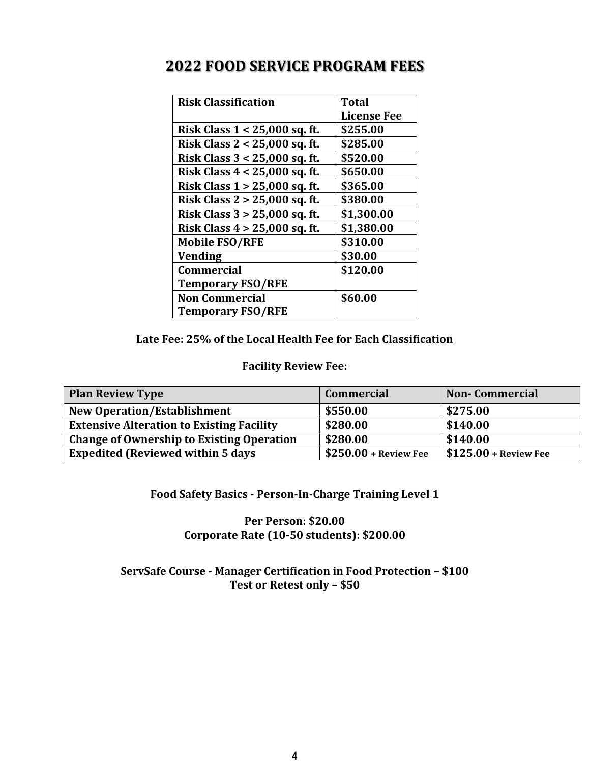# 2022 FOOD SERVICE PROGRAM FEES

| Risk Classification | Total License Fee |
|---|---|
| Risk Class 1 < 25,000 sq. ft. | $255.00 |
| Risk Class 2 < 25,000 sq. ft. | $285.00 |
| Risk Class 3 < 25,000 sq. ft. | $520.00 |
| Risk Class 4 < 25,000 sq. ft. | $650.00 |
| Risk Class 1 > 25,000 sq. ft. | $365.00 |
| Risk Class 2 > 25,000 sq. ft. | $380.00 |
| Risk Class 3 > 25,000 sq. ft. | $1,300.00 |
| Risk Class 4 > 25,000 sq. ft. | $1,380.00 |
| Mobile FSO/RFE | $310.00 |
| Vending | $30.00 |
| Commercial Temporary FSO/RFE | $120.00 |
| Non Commercial Temporary FSO/RFE | $60.00 |

**Late Fee: 25% of the Local Health Fee for Each Classification**

**Facility Review Fee:**

| Plan Review Type | Commercial | Non- Commercial |
|---|---|---|
| New Operation/Establishment | $550.00 | $275.00 |
| Extensive Alteration to Existing Facility | $280.00 | $140.00 |
| Change of Ownership to Existing Operation | $280.00 | $140.00 |
| Expedited (Reviewed within 5 days | $250.00 + Review Fee | $125.00 + Review Fee |

**Food Safety Basics - Person-In-Charge Training Level 1**

**Per Person: $20.00**
**Corporate Rate (10-50 students): $200.00**

**ServSafe Course - Manager Certification in Food Protection – $100**
**Test or Retest only – $50**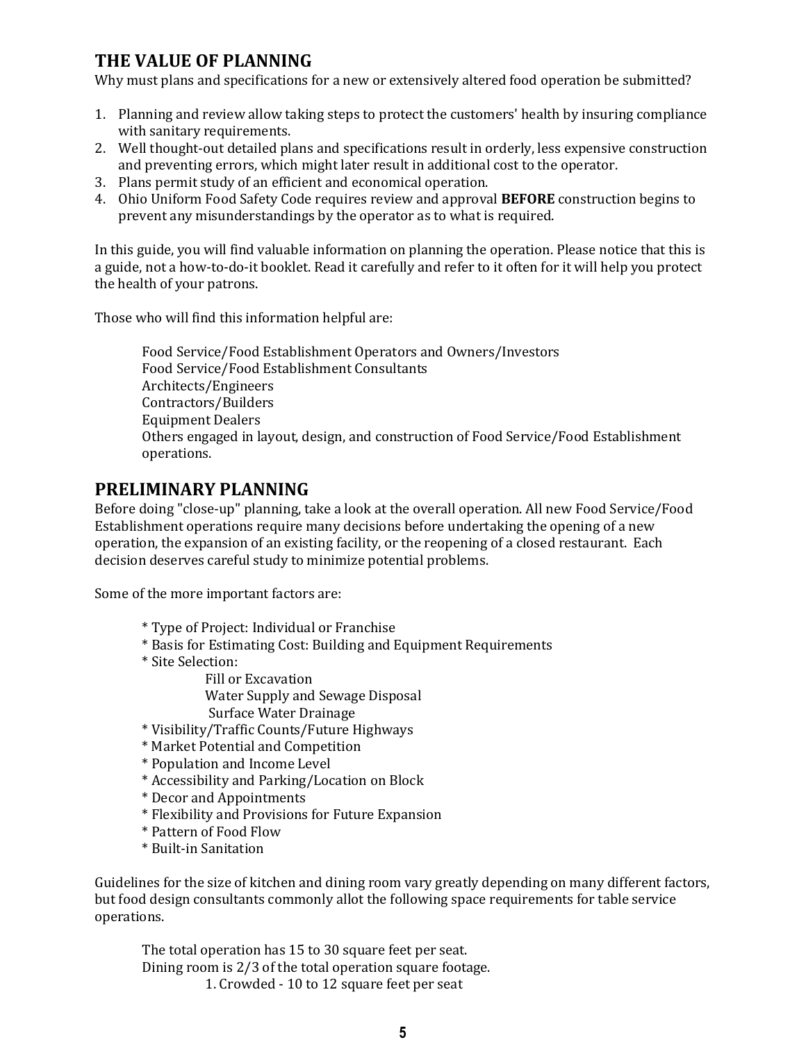## THE VALUE OF PLANNING

Why must plans and specifications for a new or extensively altered food operation be submitted?

1. Planning and review allow taking steps to protect the customers' health by insuring compliance with sanitary requirements.
2. Well thought-out detailed plans and specifications result in orderly, less expensive construction and preventing errors, which might later result in additional cost to the operator.
3. Plans permit study of an efficient and economical operation.
4. Ohio Uniform Food Safety Code requires review and approval **BEFORE** construction begins to prevent any misunderstandings by the operator as to what is required.

In this guide, you will find valuable information on planning the operation. Please notice that this is a guide, not a how-to-do-it booklet. Read it carefully and refer to it often for it will help you protect the health of your patrons.

Those who will find this information helpful are:

Food Service/Food Establishment Operators and Owners/Investors
Food Service/Food Establishment Consultants
Architects/Engineers
Contractors/Builders
Equipment Dealers
Others engaged in layout, design, and construction of Food Service/Food Establishment operations.

## PRELIMINARY PLANNING

Before doing "close-up" planning, take a look at the overall operation. All new Food Service/Food Establishment operations require many decisions before undertaking the opening of a new operation, the expansion of an existing facility, or the reopening of a closed restaurant. Each decision deserves careful study to minimize potential problems.

Some of the more important factors are:

* Type of Project: Individual or Franchise
* Basis for Estimating Cost: Building and Equipment Requirements
* Site Selection:
  - Fill or Excavation
  - Water Supply and Sewage Disposal
  - Surface Water Drainage
* Visibility/Traffic Counts/Future Highways
* Market Potential and Competition
* Population and Income Level
* Accessibility and Parking/Location on Block
* Decor and Appointments
* Flexibility and Provisions for Future Expansion
* Pattern of Food Flow
* Built-in Sanitation

Guidelines for the size of kitchen and dining room vary greatly depending on many different factors, but food design consultants commonly allot the following space requirements for table service operations.

The total operation has 15 to 30 square feet per seat.
Dining room is 2/3 of the total operation square footage.

1. Crowded - 10 to 12 square feet per seat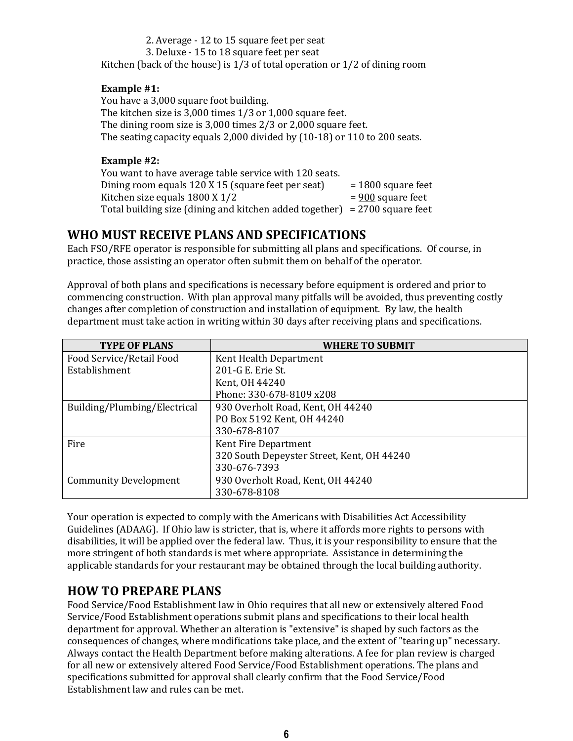2. Average - 12 to 15 square feet per seat
3. Deluxe - 15 to 18 square feet per seat

Kitchen (back of the house) is 1/3 of total operation or 1/2 of dining room

**Example #1:**
You have a 3,000 square foot building.
The kitchen size is 3,000 times 1/3 or 1,000 square feet.
The dining room size is 3,000 times 2/3 or 2,000 square feet.
The seating capacity equals 2,000 divided by (10-18) or 110 to 200 seats.

**Example #2:**
You want to have average table service with 120 seats.
Dining room equals 120 X 15 (square feet per seat) = 1800 square feet
Kitchen size equals 1800 X 1/2 = 900 square feet
Total building size (dining and kitchen added together) = 2700 square feet

## WHO MUST RECEIVE PLANS AND SPECIFICATIONS

Each FSO/RFE operator is responsible for submitting all plans and specifications. Of course, in practice, those assisting an operator often submit them on behalf of the operator.

Approval of both plans and specifications is necessary before equipment is ordered and prior to commencing construction. With plan approval many pitfalls will be avoided, thus preventing costly changes after completion of construction and installation of equipment. By law, the health department must take action in writing within 30 days after receiving plans and specifications.

| TYPE OF PLANS | WHERE TO SUBMIT |
|---|---|
| Food Service/Retail Food Establishment | Kent Health Department<br>201-G E. Erie St.<br>Kent, OH 44240<br>Phone: 330-678-8109 x208 |
| Building/Plumbing/Electrical | 930 Overholt Road, Kent, OH 44240<br>PO Box 5192 Kent, OH 44240<br>330-678-8107 |
| Fire | Kent Fire Department<br>320 South Depeyster Street, Kent, OH 44240<br>330-676-7393 |
| Community Development | 930 Overholt Road, Kent, OH 44240<br>330-678-8108 |

Your operation is expected to comply with the Americans with Disabilities Act Accessibility Guidelines (ADAAG). If Ohio law is stricter, that is, where it affords more rights to persons with disabilities, it will be applied over the federal law. Thus, it is your responsibility to ensure that the more stringent of both standards is met where appropriate. Assistance in determining the applicable standards for your restaurant may be obtained through the local building authority.

## HOW TO PREPARE PLANS

Food Service/Food Establishment law in Ohio requires that all new or extensively altered Food Service/Food Establishment operations submit plans and specifications to their local health department for approval. Whether an alteration is "extensive" is shaped by such factors as the consequences of changes, where modifications take place, and the extent of "tearing up" necessary. Always contact the Health Department before making alterations. A fee for plan review is charged for all new or extensively altered Food Service/Food Establishment operations. The plans and specifications submitted for approval shall clearly confirm that the Food Service/Food Establishment law and rules can be met.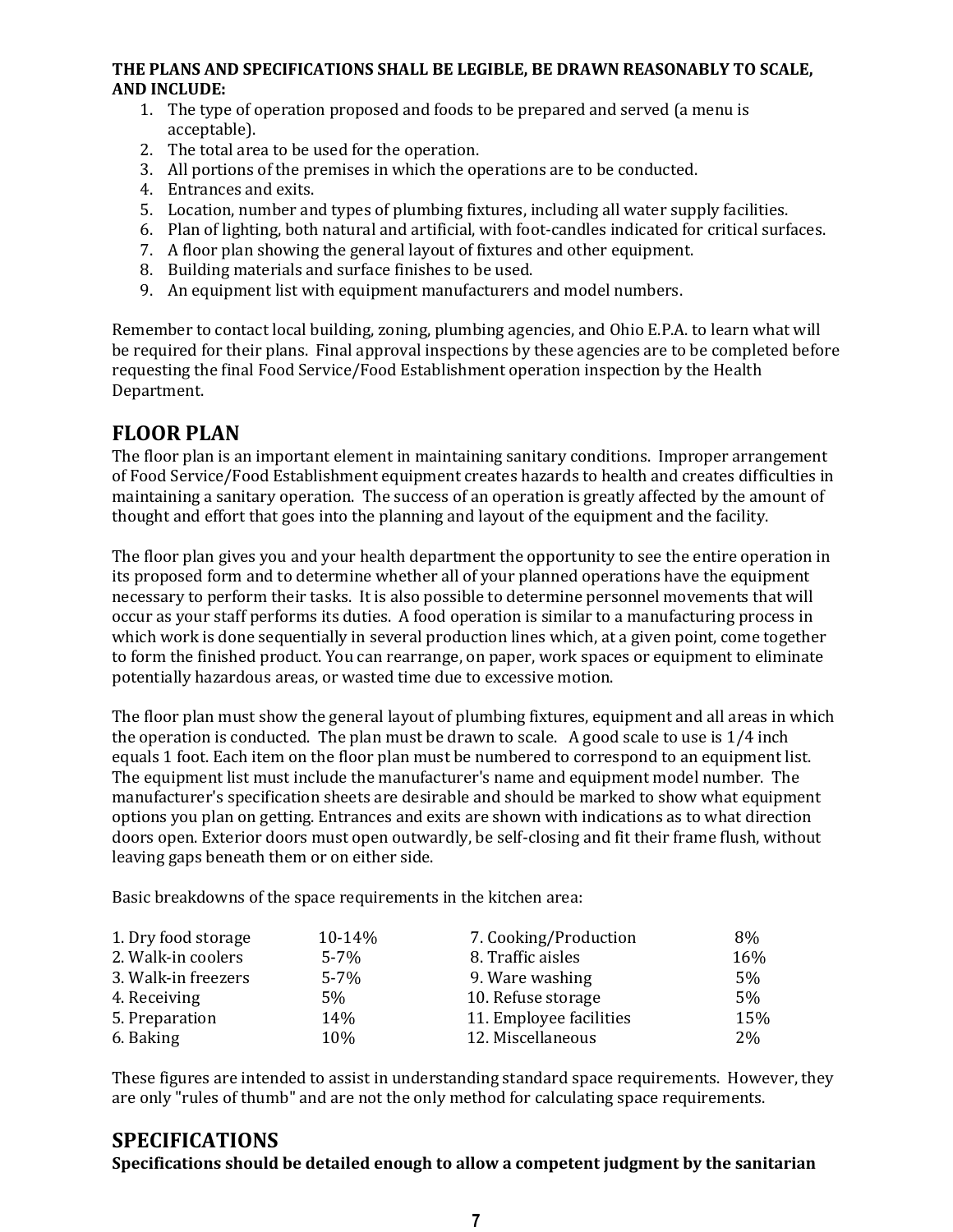**THE PLANS AND SPECIFICATIONS SHALL BE LEGIBLE, BE DRAWN REASONABLY TO SCALE, AND INCLUDE:**

1. The type of operation proposed and foods to be prepared and served (a menu is acceptable).
2. The total area to be used for the operation.
3. All portions of the premises in which the operations are to be conducted.
4. Entrances and exits.
5. Location, number and types of plumbing fixtures, including all water supply facilities.
6. Plan of lighting, both natural and artificial, with foot-candles indicated for critical surfaces.
7. A floor plan showing the general layout of fixtures and other equipment.
8. Building materials and surface finishes to be used.
9. An equipment list with equipment manufacturers and model numbers.

Remember to contact local building, zoning, plumbing agencies, and Ohio E.P.A. to learn what will be required for their plans. Final approval inspections by these agencies are to be completed before requesting the final Food Service/Food Establishment operation inspection by the Health Department.

## FLOOR PLAN

The floor plan is an important element in maintaining sanitary conditions. Improper arrangement of Food Service/Food Establishment equipment creates hazards to health and creates difficulties in maintaining a sanitary operation. The success of an operation is greatly affected by the amount of thought and effort that goes into the planning and layout of the equipment and the facility.

The floor plan gives you and your health department the opportunity to see the entire operation in its proposed form and to determine whether all of your planned operations have the equipment necessary to perform their tasks. It is also possible to determine personnel movements that will occur as your staff performs its duties. A food operation is similar to a manufacturing process in which work is done sequentially in several production lines which, at a given point, come together to form the finished product. You can rearrange, on paper, work spaces or equipment to eliminate potentially hazardous areas, or wasted time due to excessive motion.

The floor plan must show the general layout of plumbing fixtures, equipment and all areas in which the operation is conducted. The plan must be drawn to scale. A good scale to use is 1/4 inch equals 1 foot. Each item on the floor plan must be numbered to correspond to an equipment list. The equipment list must include the manufacturer's name and equipment model number. The manufacturer's specification sheets are desirable and should be marked to show what equipment options you plan on getting. Entrances and exits are shown with indications as to what direction doors open. Exterior doors must open outwardly, be self-closing and fit their frame flush, without leaving gaps beneath them or on either side.

Basic breakdowns of the space requirements in the kitchen area:

| | | | |
|---|---|---|---|
| 1. Dry food storage | 10-14% | 7. Cooking/Production | 8% |
| 2. Walk-in coolers | 5-7% | 8. Traffic aisles | 16% |
| 3. Walk-in freezers | 5-7% | 9. Ware washing | 5% |
| 4. Receiving | 5% | 10. Refuse storage | 5% |
| 5. Preparation | 14% | 11. Employee facilities | 15% |
| 6. Baking | 10% | 12. Miscellaneous | 2% |

These figures are intended to assist in understanding standard space requirements. However, they are only "rules of thumb" and are not the only method for calculating space requirements.

## SPECIFICATIONS

**Specifications should be detailed enough to allow a competent judgment by the sanitarian**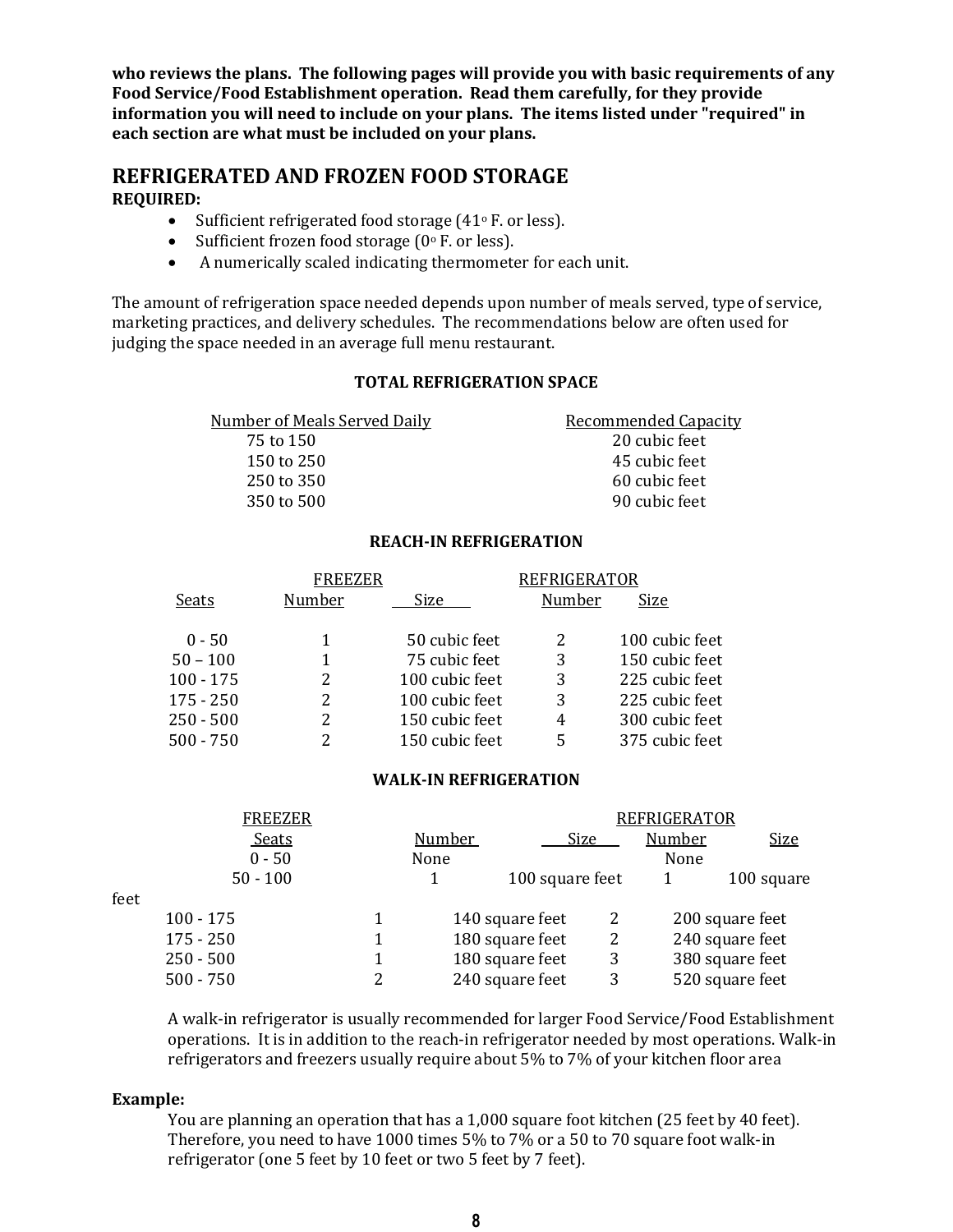**who reviews the plans. The following pages will provide you with basic requirements of any Food Service/Food Establishment operation. Read them carefully, for they provide information you will need to include on your plans. The items listed under "required" in each section are what must be included on your plans.**

## REFRIGERATED AND FROZEN FOOD STORAGE

**REQUIRED:**

- Sufficient refrigerated food storage (41° F. or less).
- Sufficient frozen food storage (0° F. or less).
- A numerically scaled indicating thermometer for each unit.

The amount of refrigeration space needed depends upon number of meals served, type of service, marketing practices, and delivery schedules. The recommendations below are often used for judging the space needed in an average full menu restaurant.

**TOTAL REFRIGERATION SPACE**

| Number of Meals Served Daily | Recommended Capacity |
|---|---|
| 75 to 150 | 20 cubic feet |
| 150 to 250 | 45 cubic feet |
| 250 to 350 | 60 cubic feet |
| 350 to 500 | 90 cubic feet |

**REACH-IN REFRIGERATION**

| | FREEZER | | REFRIGERATOR | |
|---|---|---|---|---|
| Seats | Number | Size | Number | Size |
| 0 - 50 | 1 | 50 cubic feet | 2 | 100 cubic feet |
| 50 – 100 | 1 | 75 cubic feet | 3 | 150 cubic feet |
| 100 - 175 | 2 | 100 cubic feet | 3 | 225 cubic feet |
| 175 - 250 | 2 | 100 cubic feet | 3 | 225 cubic feet |
| 250 - 500 | 2 | 150 cubic feet | 4 | 300 cubic feet |
| 500 - 750 | 2 | 150 cubic feet | 5 | 375 cubic feet |

**WALK-IN REFRIGERATION**

| | FREEZER | | REFRIGERATOR | |
|---|---|---|---|---|
| Seats | Number | Size | Number | Size |
| 0 - 50 | None | | None | |
| 50 - 100 | 1 | 100 square feet | 1 | 100 square feet |
| 100 - 175 | 1 | 140 square feet | 2 | 200 square feet |
| 175 - 250 | 1 | 180 square feet | 2 | 240 square feet |
| 250 - 500 | 1 | 180 square feet | 3 | 380 square feet |
| 500 - 750 | 2 | 240 square feet | 3 | 520 square feet |

A walk-in refrigerator is usually recommended for larger Food Service/Food Establishment operations. It is in addition to the reach-in refrigerator needed by most operations. Walk-in refrigerators and freezers usually require about 5% to 7% of your kitchen floor area

**Example:**

You are planning an operation that has a 1,000 square foot kitchen (25 feet by 40 feet). Therefore, you need to have 1000 times 5% to 7% or a 50 to 70 square foot walk-in refrigerator (one 5 feet by 10 feet or two 5 feet by 7 feet).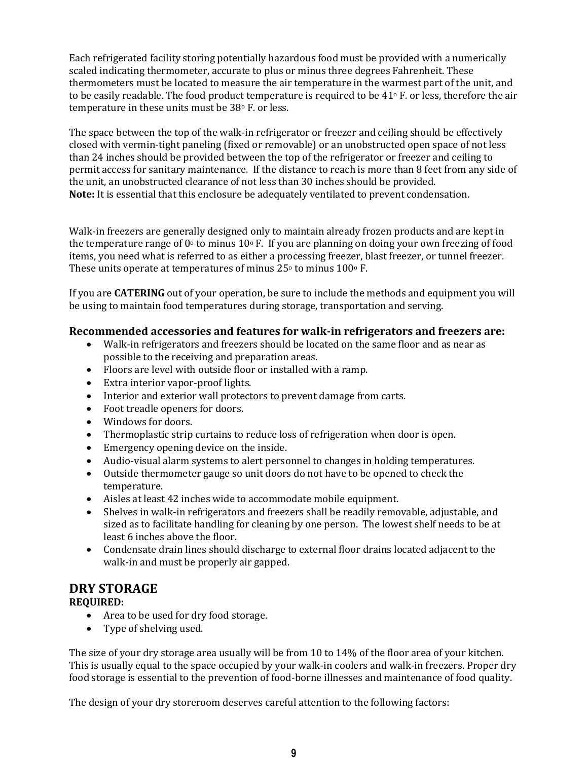Each refrigerated facility storing potentially hazardous food must be provided with a numerically scaled indicating thermometer, accurate to plus or minus three degrees Fahrenheit. These thermometers must be located to measure the air temperature in the warmest part of the unit, and to be easily readable. The food product temperature is required to be 41° F. or less, therefore the air temperature in these units must be 38° F. or less.

The space between the top of the walk-in refrigerator or freezer and ceiling should be effectively closed with vermin-tight paneling (fixed or removable) or an unobstructed open space of not less than 24 inches should be provided between the top of the refrigerator or freezer and ceiling to permit access for sanitary maintenance. If the distance to reach is more than 8 feet from any side of the unit, an unobstructed clearance of not less than 30 inches should be provided.
**Note:** It is essential that this enclosure be adequately ventilated to prevent condensation.

Walk-in freezers are generally designed only to maintain already frozen products and are kept in the temperature range of 0° to minus 10° F. If you are planning on doing your own freezing of food items, you need what is referred to as either a processing freezer, blast freezer, or tunnel freezer. These units operate at temperatures of minus 25° to minus 100° F.

If you are **CATERING** out of your operation, be sure to include the methods and equipment you will be using to maintain food temperatures during storage, transportation and serving.

### Recommended accessories and features for walk-in refrigerators and freezers are:

- Walk-in refrigerators and freezers should be located on the same floor and as near as possible to the receiving and preparation areas.
- Floors are level with outside floor or installed with a ramp.
- Extra interior vapor-proof lights.
- Interior and exterior wall protectors to prevent damage from carts.
- Foot treadle openers for doors.
- Windows for doors.
- Thermoplastic strip curtains to reduce loss of refrigeration when door is open.
- Emergency opening device on the inside.
- Audio-visual alarm systems to alert personnel to changes in holding temperatures.
- Outside thermometer gauge so unit doors do not have to be opened to check the temperature.
- Aisles at least 42 inches wide to accommodate mobile equipment.
- Shelves in walk-in refrigerators and freezers shall be readily removable, adjustable, and sized as to facilitate handling for cleaning by one person. The lowest shelf needs to be at least 6 inches above the floor.
- Condensate drain lines should discharge to external floor drains located adjacent to the walk-in and must be properly air gapped.

## DRY STORAGE

**REQUIRED:**

- Area to be used for dry food storage.
- Type of shelving used.

The size of your dry storage area usually will be from 10 to 14% of the floor area of your kitchen. This is usually equal to the space occupied by your walk-in coolers and walk-in freezers. Proper dry food storage is essential to the prevention of food-borne illnesses and maintenance of food quality.

The design of your dry storeroom deserves careful attention to the following factors: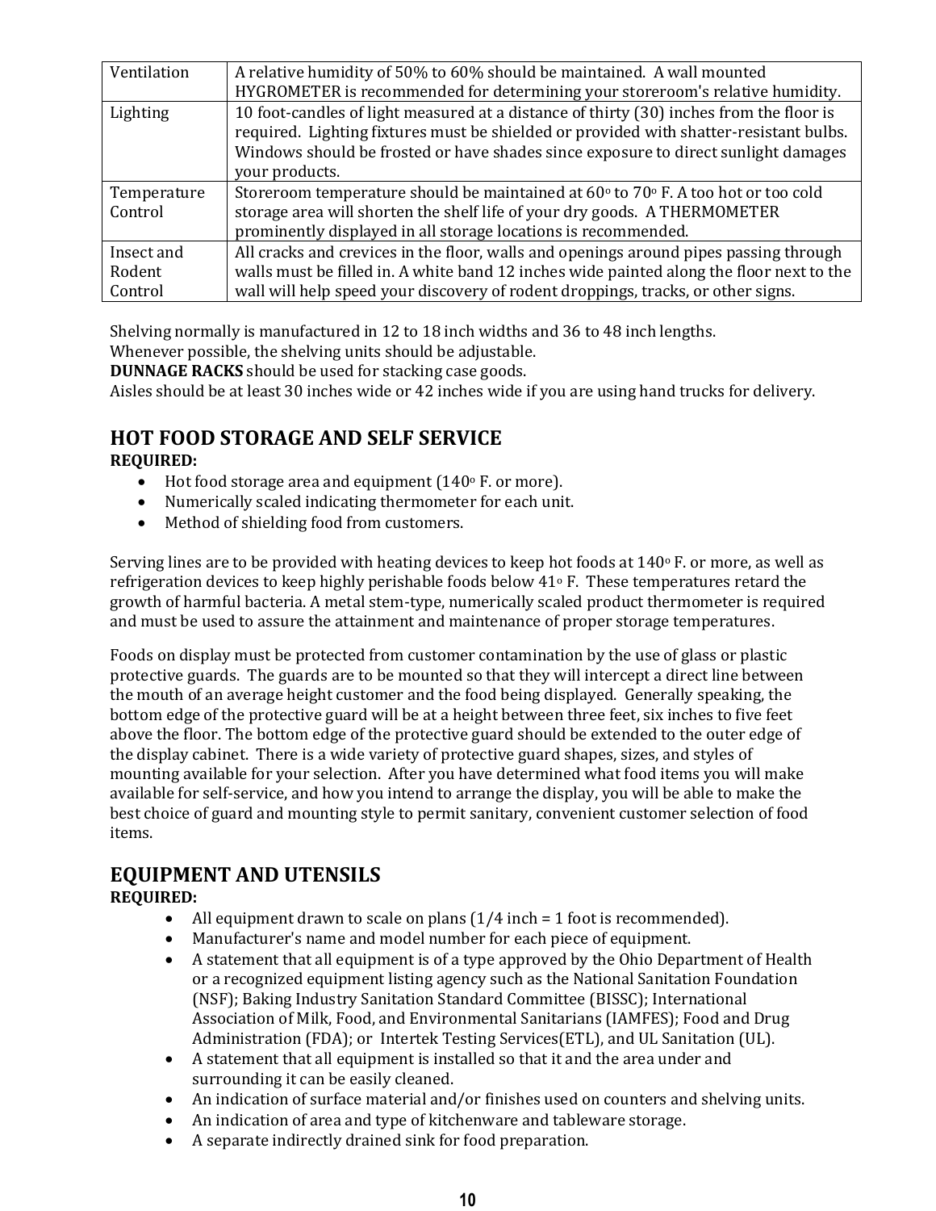| Ventilation | A relative humidity of 50% to 60% should be maintained. A wall mounted HYGROMETER is recommended for determining your storeroom's relative humidity. |
|---|---|
| Lighting | 10 foot-candles of light measured at a distance of thirty (30) inches from the floor is required. Lighting fixtures must be shielded or provided with shatter-resistant bulbs. Windows should be frosted or have shades since exposure to direct sunlight damages your products. |
| Temperature Control | Storeroom temperature should be maintained at 60° to 70° F. A too hot or too cold storage area will shorten the shelf life of your dry goods. A THERMOMETER prominently displayed in all storage locations is recommended. |
| Insect and Rodent Control | All cracks and crevices in the floor, walls and openings around pipes passing through walls must be filled in. A white band 12 inches wide painted along the floor next to the wall will help speed your discovery of rodent droppings, tracks, or other signs. |

Shelving normally is manufactured in 12 to 18 inch widths and 36 to 48 inch lengths.
Whenever possible, the shelving units should be adjustable.
**DUNNAGE RACKS** should be used for stacking case goods.
Aisles should be at least 30 inches wide or 42 inches wide if you are using hand trucks for delivery.

## HOT FOOD STORAGE AND SELF SERVICE

**REQUIRED:**

- Hot food storage area and equipment (140° F. or more).
- Numerically scaled indicating thermometer for each unit.
- Method of shielding food from customers.

Serving lines are to be provided with heating devices to keep hot foods at 140° F. or more, as well as refrigeration devices to keep highly perishable foods below 41° F. These temperatures retard the growth of harmful bacteria. A metal stem-type, numerically scaled product thermometer is required and must be used to assure the attainment and maintenance of proper storage temperatures.

Foods on display must be protected from customer contamination by the use of glass or plastic protective guards. The guards are to be mounted so that they will intercept a direct line between the mouth of an average height customer and the food being displayed. Generally speaking, the bottom edge of the protective guard will be at a height between three feet, six inches to five feet above the floor. The bottom edge of the protective guard should be extended to the outer edge of the display cabinet. There is a wide variety of protective guard shapes, sizes, and styles of mounting available for your selection. After you have determined what food items you will make available for self-service, and how you intend to arrange the display, you will be able to make the best choice of guard and mounting style to permit sanitary, convenient customer selection of food items.

## EQUIPMENT AND UTENSILS

**REQUIRED:**

- All equipment drawn to scale on plans (1/4 inch = 1 foot is recommended).
- Manufacturer's name and model number for each piece of equipment.
- A statement that all equipment is of a type approved by the Ohio Department of Health or a recognized equipment listing agency such as the National Sanitation Foundation (NSF); Baking Industry Sanitation Standard Committee (BISSC); International Association of Milk, Food, and Environmental Sanitarians (IAMFES); Food and Drug Administration (FDA); or Intertek Testing Services(ETL), and UL Sanitation (UL).
- A statement that all equipment is installed so that it and the area under and surrounding it can be easily cleaned.
- An indication of surface material and/or finishes used on counters and shelving units.
- An indication of area and type of kitchenware and tableware storage.
- A separate indirectly drained sink for food preparation.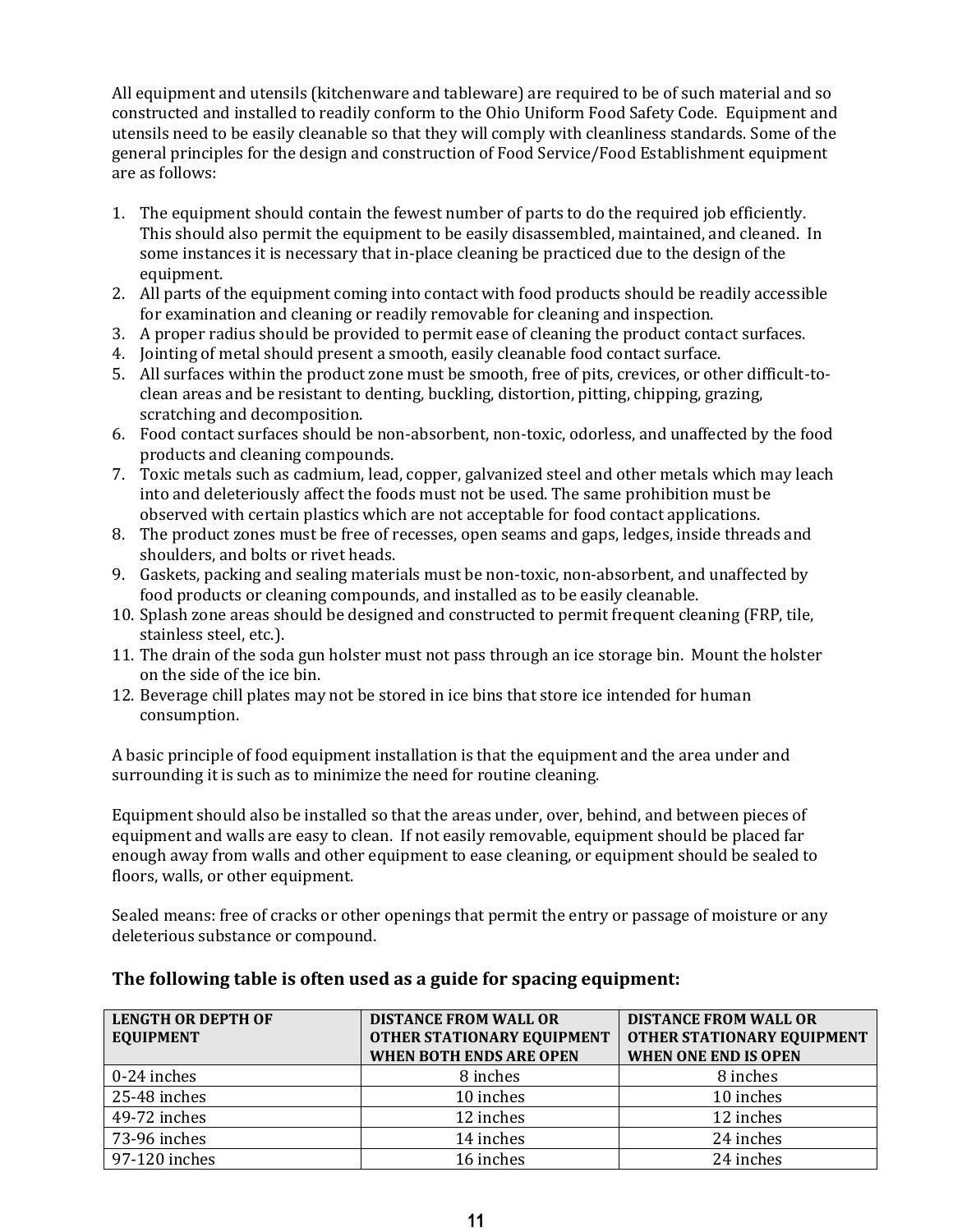All equipment and utensils (kitchenware and tableware) are required to be of such material and so constructed and installed to readily conform to the Ohio Uniform Food Safety Code. Equipment and utensils need to be easily cleanable so that they will comply with cleanliness standards. Some of the general principles for the design and construction of Food Service/Food Establishment equipment are as follows:

1. The equipment should contain the fewest number of parts to do the required job efficiently. This should also permit the equipment to be easily disassembled, maintained, and cleaned. In some instances it is necessary that in-place cleaning be practiced due to the design of the equipment.
2. All parts of the equipment coming into contact with food products should be readily accessible for examination and cleaning or readily removable for cleaning and inspection.
3. A proper radius should be provided to permit ease of cleaning the product contact surfaces.
4. Jointing of metal should present a smooth, easily cleanable food contact surface.
5. All surfaces within the product zone must be smooth, free of pits, crevices, or other difficult-to-clean areas and be resistant to denting, buckling, distortion, pitting, chipping, grazing, scratching and decomposition.
6. Food contact surfaces should be non-absorbent, non-toxic, odorless, and unaffected by the food products and cleaning compounds.
7. Toxic metals such as cadmium, lead, copper, galvanized steel and other metals which may leach into and deleteriously affect the foods must not be used. The same prohibition must be observed with certain plastics which are not acceptable for food contact applications.
8. The product zones must be free of recesses, open seams and gaps, ledges, inside threads and shoulders, and bolts or rivet heads.
9. Gaskets, packing and sealing materials must be non-toxic, non-absorbent, and unaffected by food products or cleaning compounds, and installed as to be easily cleanable.
10. Splash zone areas should be designed and constructed to permit frequent cleaning (FRP, tile, stainless steel, etc.).
11. The drain of the soda gun holster must not pass through an ice storage bin. Mount the holster on the side of the ice bin.
12. Beverage chill plates may not be stored in ice bins that store ice intended for human consumption.

A basic principle of food equipment installation is that the equipment and the area under and surrounding it is such as to minimize the need for routine cleaning.

Equipment should also be installed so that the areas under, over, behind, and between pieces of equipment and walls are easy to clean. If not easily removable, equipment should be placed far enough away from walls and other equipment to ease cleaning, or equipment should be sealed to floors, walls, or other equipment.

Sealed means: free of cracks or other openings that permit the entry or passage of moisture or any deleterious substance or compound.

### The following table is often used as a guide for spacing equipment:

| LENGTH OR DEPTH OF EQUIPMENT | DISTANCE FROM WALL OR OTHER STATIONARY EQUIPMENT WHEN BOTH ENDS ARE OPEN | DISTANCE FROM WALL OR OTHER STATIONARY EQUIPMENT WHEN ONE END IS OPEN |
|---|---|---|
| 0-24 inches | 8 inches | 8 inches |
| 25-48 inches | 10 inches | 10 inches |
| 49-72 inches | 12 inches | 12 inches |
| 73-96 inches | 14 inches | 24 inches |
| 97-120 inches | 16 inches | 24 inches |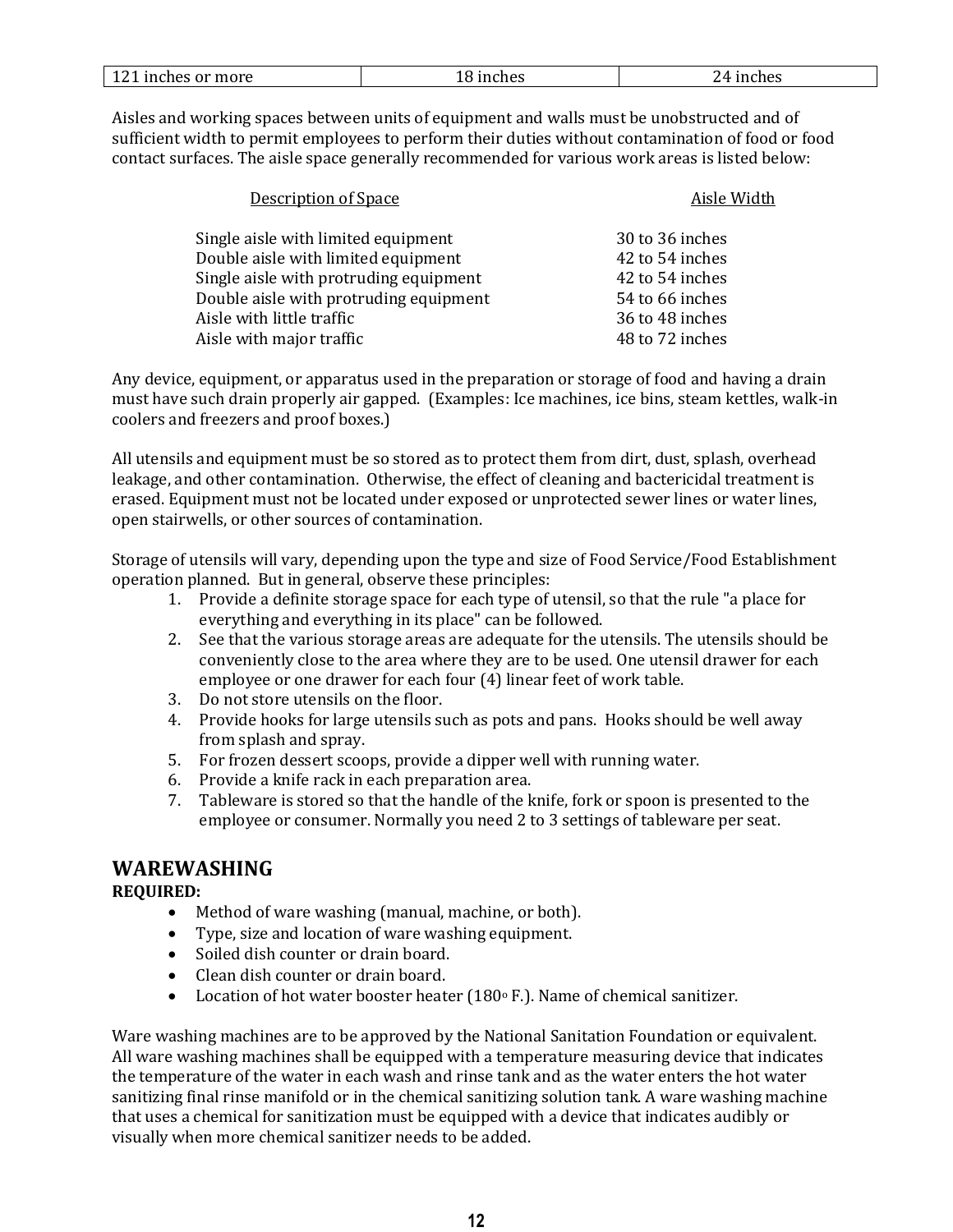| 121 inches or more | 18 inches | 24 inches |
|---|---|---|

Aisles and working spaces between units of equipment and walls must be unobstructed and of sufficient width to permit employees to perform their duties without contamination of food or food contact surfaces. The aisle space generally recommended for various work areas is listed below:

| Description of Space | Aisle Width |
|---|---|
| Single aisle with limited equipment | 30 to 36 inches |
| Double aisle with limited equipment | 42 to 54 inches |
| Single aisle with protruding equipment | 42 to 54 inches |
| Double aisle with protruding equipment | 54 to 66 inches |
| Aisle with little traffic | 36 to 48 inches |
| Aisle with major traffic | 48 to 72 inches |

Any device, equipment, or apparatus used in the preparation or storage of food and having a drain must have such drain properly air gapped. (Examples: Ice machines, ice bins, steam kettles, walk-in coolers and freezers and proof boxes.)

All utensils and equipment must be so stored as to protect them from dirt, dust, splash, overhead leakage, and other contamination. Otherwise, the effect of cleaning and bactericidal treatment is erased. Equipment must not be located under exposed or unprotected sewer lines or water lines, open stairwells, or other sources of contamination.

Storage of utensils will vary, depending upon the type and size of Food Service/Food Establishment operation planned. But in general, observe these principles:

1. Provide a definite storage space for each type of utensil, so that the rule "a place for everything and everything in its place" can be followed.
2. See that the various storage areas are adequate for the utensils. The utensils should be conveniently close to the area where they are to be used. One utensil drawer for each employee or one drawer for each four (4) linear feet of work table.
3. Do not store utensils on the floor.
4. Provide hooks for large utensils such as pots and pans. Hooks should be well away from splash and spray.
5. For frozen dessert scoops, provide a dipper well with running water.
6. Provide a knife rack in each preparation area.
7. Tableware is stored so that the handle of the knife, fork or spoon is presented to the employee or consumer. Normally you need 2 to 3 settings of tableware per seat.

## WAREWASHING

**REQUIRED:**

- Method of ware washing (manual, machine, or both).
- Type, size and location of ware washing equipment.
- Soiled dish counter or drain board.
- Clean dish counter or drain board.
- Location of hot water booster heater (180° F.). Name of chemical sanitizer.

Ware washing machines are to be approved by the National Sanitation Foundation or equivalent. All ware washing machines shall be equipped with a temperature measuring device that indicates the temperature of the water in each wash and rinse tank and as the water enters the hot water sanitizing final rinse manifold or in the chemical sanitizing solution tank. A ware washing machine that uses a chemical for sanitization must be equipped with a device that indicates audibly or visually when more chemical sanitizer needs to be added.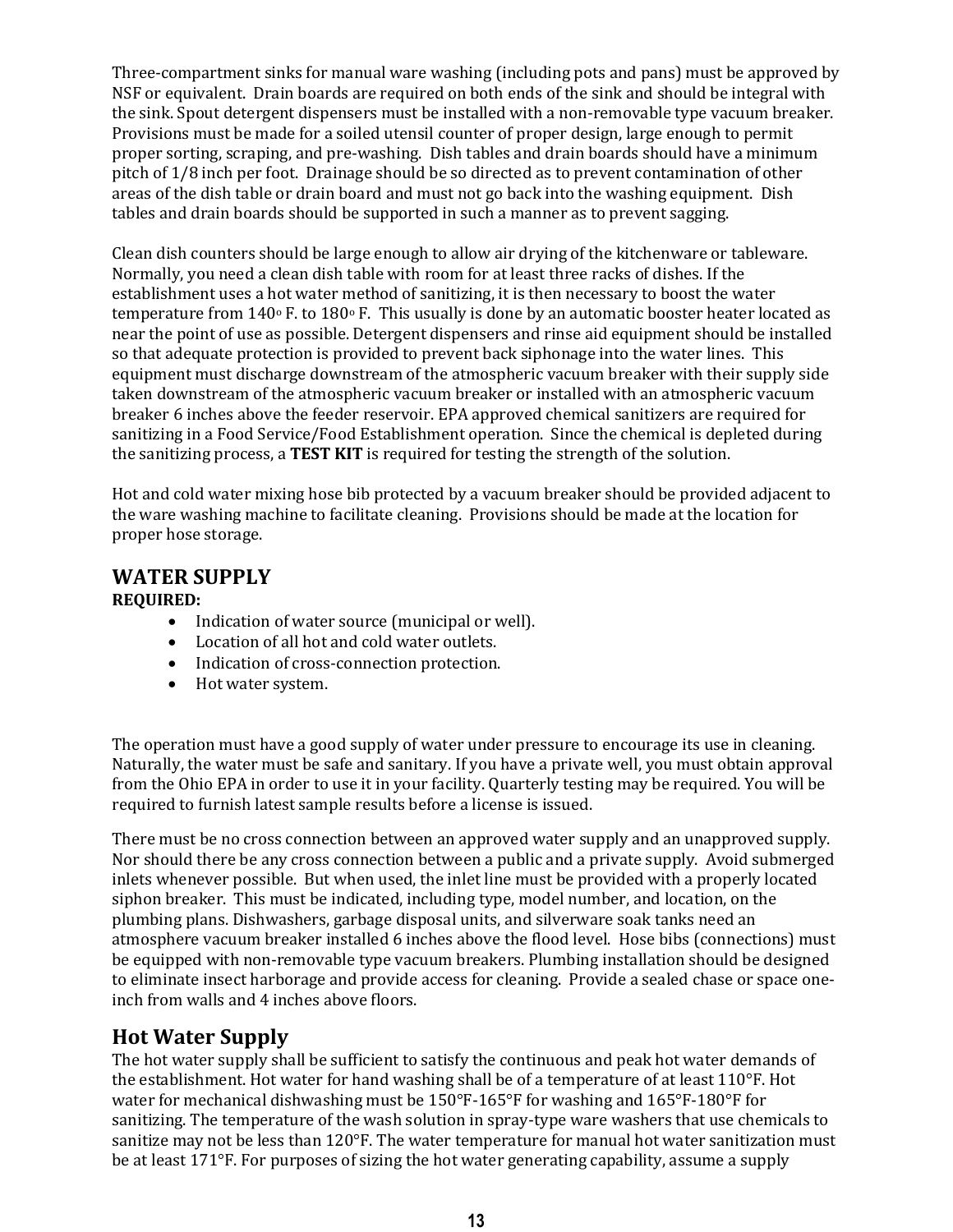Three-compartment sinks for manual ware washing (including pots and pans) must be approved by NSF or equivalent. Drain boards are required on both ends of the sink and should be integral with the sink. Spout detergent dispensers must be installed with a non-removable type vacuum breaker. Provisions must be made for a soiled utensil counter of proper design, large enough to permit proper sorting, scraping, and pre-washing. Dish tables and drain boards should have a minimum pitch of 1/8 inch per foot. Drainage should be so directed as to prevent contamination of other areas of the dish table or drain board and must not go back into the washing equipment. Dish tables and drain boards should be supported in such a manner as to prevent sagging.

Clean dish counters should be large enough to allow air drying of the kitchenware or tableware. Normally, you need a clean dish table with room for at least three racks of dishes. If the establishment uses a hot water method of sanitizing, it is then necessary to boost the water temperature from 140° F. to 180° F. This usually is done by an automatic booster heater located as near the point of use as possible. Detergent dispensers and rinse aid equipment should be installed so that adequate protection is provided to prevent back siphonage into the water lines. This equipment must discharge downstream of the atmospheric vacuum breaker with their supply side taken downstream of the atmospheric vacuum breaker or installed with an atmospheric vacuum breaker 6 inches above the feeder reservoir. EPA approved chemical sanitizers are required for sanitizing in a Food Service/Food Establishment operation. Since the chemical is depleted during the sanitizing process, a **TEST KIT** is required for testing the strength of the solution.

Hot and cold water mixing hose bib protected by a vacuum breaker should be provided adjacent to the ware washing machine to facilitate cleaning. Provisions should be made at the location for proper hose storage.

## WATER SUPPLY

**REQUIRED:**

- Indication of water source (municipal or well).
- Location of all hot and cold water outlets.
- Indication of cross-connection protection.
- Hot water system.

The operation must have a good supply of water under pressure to encourage its use in cleaning. Naturally, the water must be safe and sanitary. If you have a private well, you must obtain approval from the Ohio EPA in order to use it in your facility. Quarterly testing may be required. You will be required to furnish latest sample results before a license is issued.

There must be no cross connection between an approved water supply and an unapproved supply. Nor should there be any cross connection between a public and a private supply. Avoid submerged inlets whenever possible. But when used, the inlet line must be provided with a properly located siphon breaker. This must be indicated, including type, model number, and location, on the plumbing plans. Dishwashers, garbage disposal units, and silverware soak tanks need an atmosphere vacuum breaker installed 6 inches above the flood level. Hose bibs (connections) must be equipped with non-removable type vacuum breakers. Plumbing installation should be designed to eliminate insect harborage and provide access for cleaning. Provide a sealed chase or space one-inch from walls and 4 inches above floors.

## Hot Water Supply

The hot water supply shall be sufficient to satisfy the continuous and peak hot water demands of the establishment. Hot water for hand washing shall be of a temperature of at least 110°F. Hot water for mechanical dishwashing must be 150°F-165°F for washing and 165°F-180°F for sanitizing. The temperature of the wash solution in spray-type ware washers that use chemicals to sanitize may not be less than 120°F. The water temperature for manual hot water sanitization must be at least 171°F. For purposes of sizing the hot water generating capability, assume a supply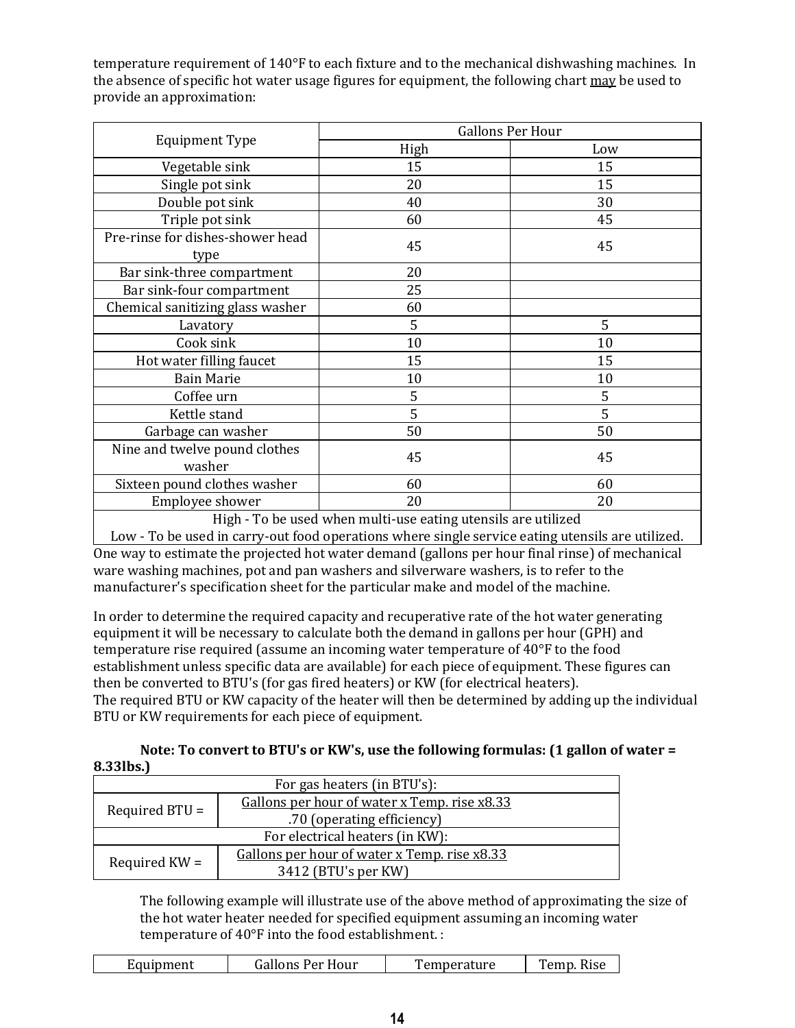temperature requirement of 140°F to each fixture and to the mechanical dishwashing machines. In the absence of specific hot water usage figures for equipment, the following chart may be used to provide an approximation:

| Equipment Type | Gallons Per Hour | |
|---|---|---|
| | High | Low |
| Vegetable sink | 15 | 15 |
| Single pot sink | 20 | 15 |
| Double pot sink | 40 | 30 |
| Triple pot sink | 60 | 45 |
| Pre-rinse for dishes-shower head type | 45 | 45 |
| Bar sink-three compartment | 20 | |
| Bar sink-four compartment | 25 | |
| Chemical sanitizing glass washer | 60 | |
| Lavatory | 5 | 5 |
| Cook sink | 10 | 10 |
| Hot water filling faucet | 15 | 15 |
| Bain Marie | 10 | 10 |
| Coffee urn | 5 | 5 |
| Kettle stand | 5 | 5 |
| Garbage can washer | 50 | 50 |
| Nine and twelve pound clothes washer | 45 | 45 |
| Sixteen pound clothes washer | 60 | 60 |
| Employee shower | 20 | 20 |
| High - To be used when multi-use eating utensils are utilized | | |
| Low - To be used in carry-out food operations where single service eating utensils are utilized. | | |

One way to estimate the projected hot water demand (gallons per hour final rinse) of mechanical ware washing machines, pot and pan washers and silverware washers, is to refer to the manufacturer's specification sheet for the particular make and model of the machine.

In order to determine the required capacity and recuperative rate of the hot water generating equipment it will be necessary to calculate both the demand in gallons per hour (GPH) and temperature rise required (assume an incoming water temperature of 40°F to the food establishment unless specific data are available) for each piece of equipment. These figures can then be converted to BTU's (for gas fired heaters) or KW (for electrical heaters).
The required BTU or KW capacity of the heater will then be determined by adding up the individual BTU or KW requirements for each piece of equipment.

**Note: To convert to BTU's or KW's, use the following formulas: (1 gallon of water = 8.33lbs.)**

| For gas heaters (in BTU's): | |
|---|---|
| Required BTU = | $\frac{\text{Gallons per hour of water x Temp. rise x8.33}}{\text{.70 (operating efficiency)}}$ |
| For electrical heaters (in KW): | |
| Required KW = | $\frac{\text{Gallons per hour of water x Temp. rise x8.33}}{\text{3412 (BTU's per KW)}}$ |

The following example will illustrate use of the above method of approximating the size of the hot water heater needed for specified equipment assuming an incoming water temperature of 40°F into the food establishment. :

| Equipment | Gallons Per Hour | Temperature | Temp. Rise |
|---|---|---|---|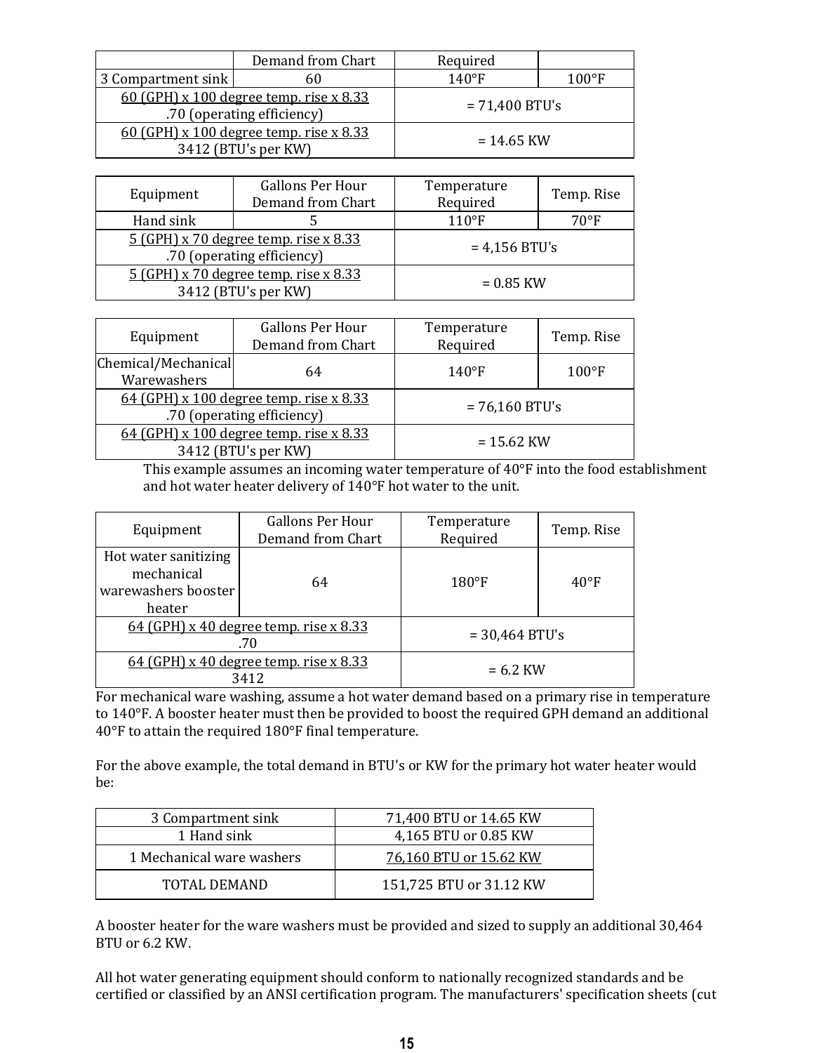| | Demand from Chart | Required | |
|---|---|---|---|
| 3 Compartment sink | 60 | 140°F | 100°F |
| 60 (GPH) x 100 degree temp. rise x 8.33 / .70 (operating efficiency) | | = 71,400 BTU's | |
| 60 (GPH) x 100 degree temp. rise x 8.33 / 3412 (BTU's per KW) | | = 14.65 KW | |

| Equipment | Gallons Per Hour Demand from Chart | Temperature Required | Temp. Rise |
|---|---|---|---|
| Hand sink | 5 | 110°F | 70°F |
| 5 (GPH) x 70 degree temp. rise x 8.33 / .70 (operating efficiency) | | = 4,156 BTU's | |
| 5 (GPH) x 70 degree temp. rise x 8.33 / 3412 (BTU's per KW) | | = 0.85 KW | |

| Equipment | Gallons Per Hour Demand from Chart | Temperature Required | Temp. Rise |
|---|---|---|---|
| Chemical/Mechanical Warewashers | 64 | 140°F | 100°F |
| 64 (GPH) x 100 degree temp. rise x 8.33 / .70 (operating efficiency) | | = 76,160 BTU's | |
| 64 (GPH) x 100 degree temp. rise x 8.33 / 3412 (BTU's per KW) | | = 15.62 KW | |

This example assumes an incoming water temperature of 40°F into the food establishment and hot water heater delivery of 140°F hot water to the unit.

| Equipment | Gallons Per Hour Demand from Chart | Temperature Required | Temp. Rise |
|---|---|---|---|
| Hot water sanitizing mechanical warewashers booster heater | 64 | 180°F | 40°F |
| 64 (GPH) x 40 degree temp. rise x 8.33 / .70 | | = 30,464 BTU's | |
| 64 (GPH) x 40 degree temp. rise x 8.33 / 3412 | | = 6.2 KW | |

For mechanical ware washing, assume a hot water demand based on a primary rise in temperature to 140°F. A booster heater must then be provided to boost the required GPH demand an additional 40°F to attain the required 180°F final temperature.

For the above example, the total demand in BTU's or KW for the primary hot water heater would be:

| | |
|---|---|
| 3 Compartment sink | 71,400 BTU or 14.65 KW |
| 1 Hand sink | 4,165 BTU or 0.85 KW |
| 1 Mechanical ware washers | 76,160 BTU or 15.62 KW |
| TOTAL DEMAND | 151,725 BTU or 31.12 KW |

A booster heater for the ware washers must be provided and sized to supply an additional 30,464 BTU or 6.2 KW.

All hot water generating equipment should conform to nationally recognized standards and be certified or classified by an ANSI certification program. The manufacturers' specification sheets (cut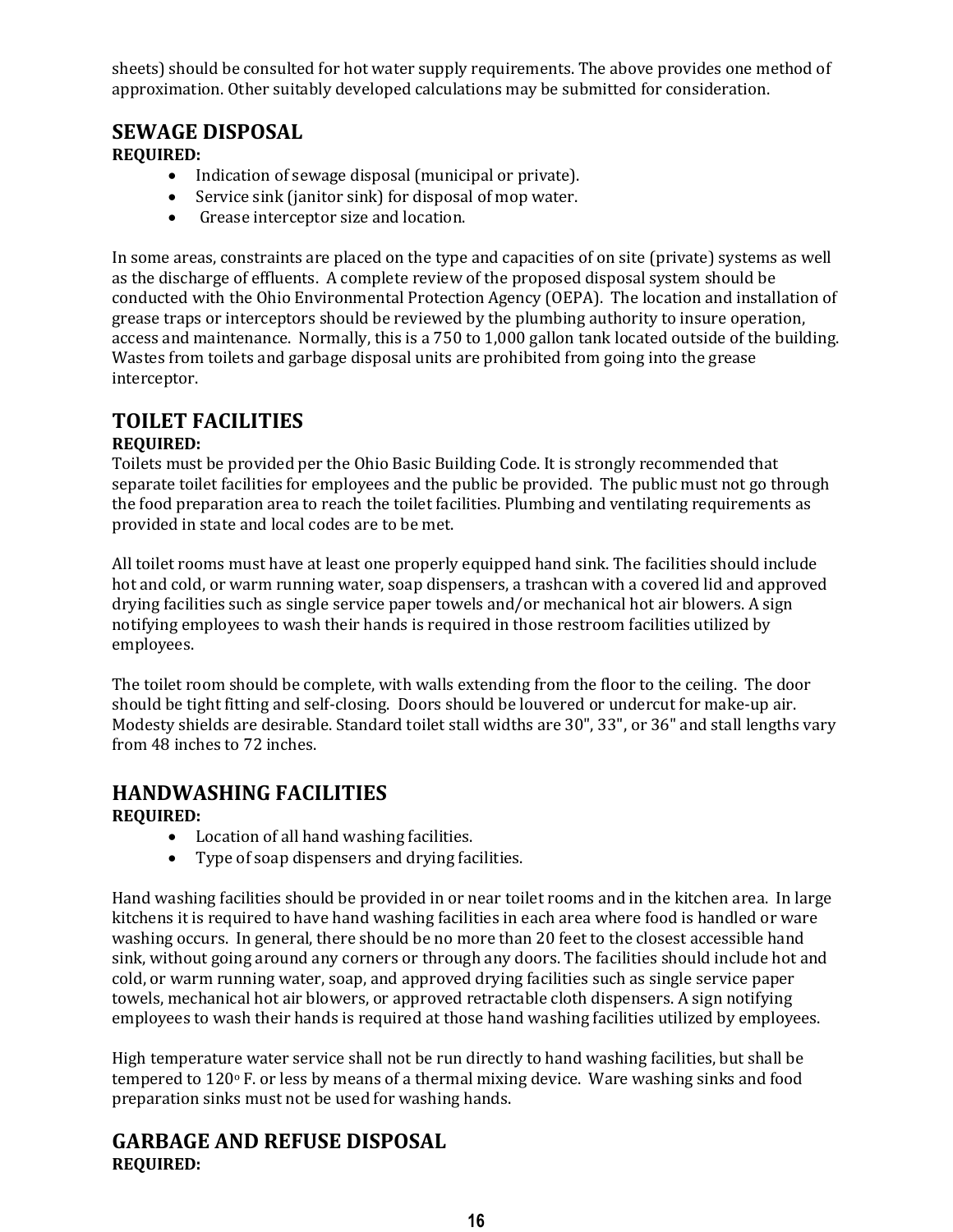sheets) should be consulted for hot water supply requirements. The above provides one method of approximation. Other suitably developed calculations may be submitted for consideration.

## SEWAGE DISPOSAL

**REQUIRED:**

- Indication of sewage disposal (municipal or private).
- Service sink (janitor sink) for disposal of mop water.
- Grease interceptor size and location.

In some areas, constraints are placed on the type and capacities of on site (private) systems as well as the discharge of effluents. A complete review of the proposed disposal system should be conducted with the Ohio Environmental Protection Agency (OEPA). The location and installation of grease traps or interceptors should be reviewed by the plumbing authority to insure operation, access and maintenance. Normally, this is a 750 to 1,000 gallon tank located outside of the building. Wastes from toilets and garbage disposal units are prohibited from going into the grease interceptor.

## TOILET FACILITIES

**REQUIRED:**

Toilets must be provided per the Ohio Basic Building Code. It is strongly recommended that separate toilet facilities for employees and the public be provided. The public must not go through the food preparation area to reach the toilet facilities. Plumbing and ventilating requirements as provided in state and local codes are to be met.

All toilet rooms must have at least one properly equipped hand sink. The facilities should include hot and cold, or warm running water, soap dispensers, a trashcan with a covered lid and approved drying facilities such as single service paper towels and/or mechanical hot air blowers. A sign notifying employees to wash their hands is required in those restroom facilities utilized by employees.

The toilet room should be complete, with walls extending from the floor to the ceiling. The door should be tight fitting and self-closing. Doors should be louvered or undercut for make-up air. Modesty shields are desirable. Standard toilet stall widths are 30", 33", or 36" and stall lengths vary from 48 inches to 72 inches.

## HANDWASHING FACILITIES

**REQUIRED:**

- Location of all hand washing facilities.
- Type of soap dispensers and drying facilities.

Hand washing facilities should be provided in or near toilet rooms and in the kitchen area. In large kitchens it is required to have hand washing facilities in each area where food is handled or ware washing occurs. In general, there should be no more than 20 feet to the closest accessible hand sink, without going around any corners or through any doors. The facilities should include hot and cold, or warm running water, soap, and approved drying facilities such as single service paper towels, mechanical hot air blowers, or approved retractable cloth dispensers. A sign notifying employees to wash their hands is required at those hand washing facilities utilized by employees.

High temperature water service shall not be run directly to hand washing facilities, but shall be tempered to 120° F. or less by means of a thermal mixing device. Ware washing sinks and food preparation sinks must not be used for washing hands.

## GARBAGE AND REFUSE DISPOSAL

**REQUIRED:**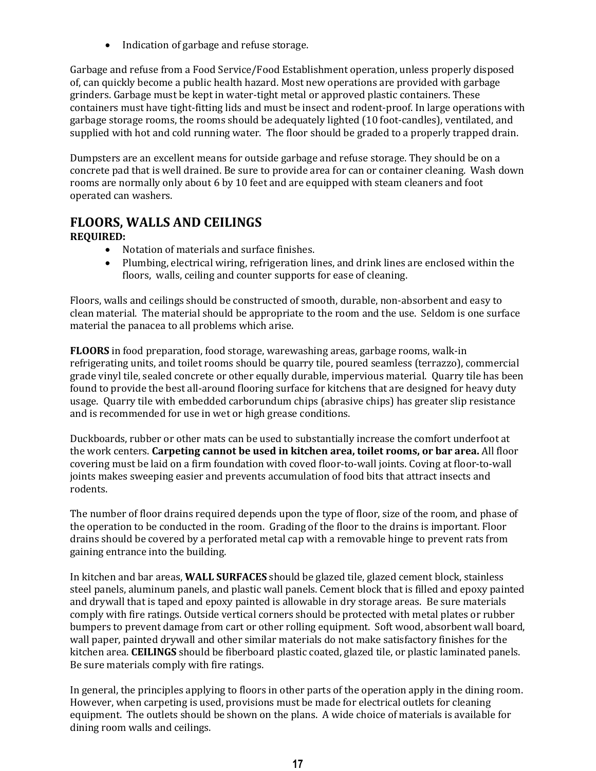- Indication of garbage and refuse storage.

Garbage and refuse from a Food Service/Food Establishment operation, unless properly disposed of, can quickly become a public health hazard. Most new operations are provided with garbage grinders. Garbage must be kept in water-tight metal or approved plastic containers. These containers must have tight-fitting lids and must be insect and rodent-proof. In large operations with garbage storage rooms, the rooms should be adequately lighted (10 foot-candles), ventilated, and supplied with hot and cold running water. The floor should be graded to a properly trapped drain.

Dumpsters are an excellent means for outside garbage and refuse storage. They should be on a concrete pad that is well drained. Be sure to provide area for can or container cleaning. Wash down rooms are normally only about 6 by 10 feet and are equipped with steam cleaners and foot operated can washers.

## FLOORS, WALLS AND CEILINGS

**REQUIRED:**

- Notation of materials and surface finishes.
- Plumbing, electrical wiring, refrigeration lines, and drink lines are enclosed within the floors, walls, ceiling and counter supports for ease of cleaning.

Floors, walls and ceilings should be constructed of smooth, durable, non-absorbent and easy to clean material. The material should be appropriate to the room and the use. Seldom is one surface material the panacea to all problems which arise.

**FLOORS** in food preparation, food storage, warewashing areas, garbage rooms, walk-in refrigerating units, and toilet rooms should be quarry tile, poured seamless (terrazzo), commercial grade vinyl tile, sealed concrete or other equally durable, impervious material. Quarry tile has been found to provide the best all-around flooring surface for kitchens that are designed for heavy duty usage. Quarry tile with embedded carborundum chips (abrasive chips) has greater slip resistance and is recommended for use in wet or high grease conditions.

Duckboards, rubber or other mats can be used to substantially increase the comfort underfoot at the work centers. **Carpeting cannot be used in kitchen area, toilet rooms, or bar area.** All floor covering must be laid on a firm foundation with coved floor-to-wall joints. Coving at floor-to-wall joints makes sweeping easier and prevents accumulation of food bits that attract insects and rodents.

The number of floor drains required depends upon the type of floor, size of the room, and phase of the operation to be conducted in the room. Grading of the floor to the drains is important. Floor drains should be covered by a perforated metal cap with a removable hinge to prevent rats from gaining entrance into the building.

In kitchen and bar areas, **WALL SURFACES** should be glazed tile, glazed cement block, stainless steel panels, aluminum panels, and plastic wall panels. Cement block that is filled and epoxy painted and drywall that is taped and epoxy painted is allowable in dry storage areas. Be sure materials comply with fire ratings. Outside vertical corners should be protected with metal plates or rubber bumpers to prevent damage from cart or other rolling equipment. Soft wood, absorbent wall board, wall paper, painted drywall and other similar materials do not make satisfactory finishes for the kitchen area. **CEILINGS** should be fiberboard plastic coated, glazed tile, or plastic laminated panels. Be sure materials comply with fire ratings.

In general, the principles applying to floors in other parts of the operation apply in the dining room. However, when carpeting is used, provisions must be made for electrical outlets for cleaning equipment. The outlets should be shown on the plans. A wide choice of materials is available for dining room walls and ceilings.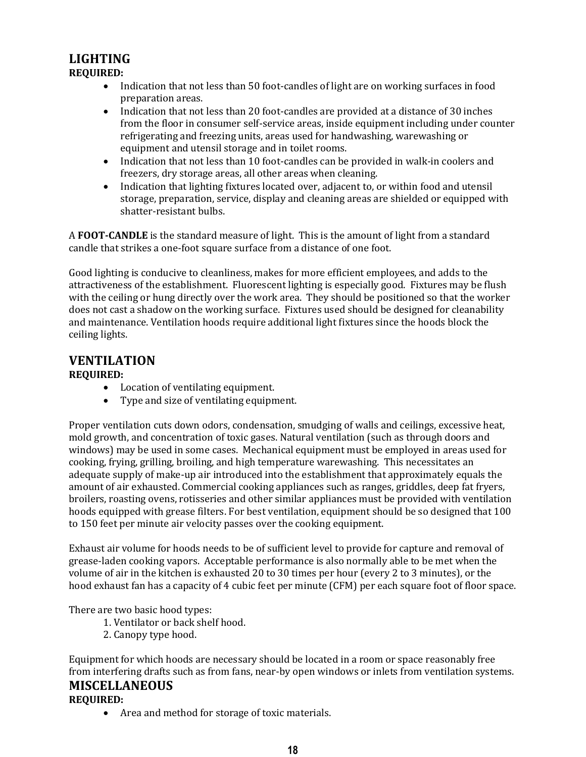## LIGHTING

**REQUIRED:**

- Indication that not less than 50 foot-candles of light are on working surfaces in food preparation areas.
- Indication that not less than 20 foot-candles are provided at a distance of 30 inches from the floor in consumer self-service areas, inside equipment including under counter refrigerating and freezing units, areas used for handwashing, warewashing or equipment and utensil storage and in toilet rooms.
- Indication that not less than 10 foot-candles can be provided in walk-in coolers and freezers, dry storage areas, all other areas when cleaning.
- Indication that lighting fixtures located over, adjacent to, or within food and utensil storage, preparation, service, display and cleaning areas are shielded or equipped with shatter-resistant bulbs.

A **FOOT-CANDLE** is the standard measure of light. This is the amount of light from a standard candle that strikes a one-foot square surface from a distance of one foot.

Good lighting is conducive to cleanliness, makes for more efficient employees, and adds to the attractiveness of the establishment. Fluorescent lighting is especially good. Fixtures may be flush with the ceiling or hung directly over the work area. They should be positioned so that the worker does not cast a shadow on the working surface. Fixtures used should be designed for cleanability and maintenance. Ventilation hoods require additional light fixtures since the hoods block the ceiling lights.

## VENTILATION

**REQUIRED:**

- Location of ventilating equipment.
- Type and size of ventilating equipment.

Proper ventilation cuts down odors, condensation, smudging of walls and ceilings, excessive heat, mold growth, and concentration of toxic gases. Natural ventilation (such as through doors and windows) may be used in some cases. Mechanical equipment must be employed in areas used for cooking, frying, grilling, broiling, and high temperature warewashing. This necessitates an adequate supply of make-up air introduced into the establishment that approximately equals the amount of air exhausted. Commercial cooking appliances such as ranges, griddles, deep fat fryers, broilers, roasting ovens, rotisseries and other similar appliances must be provided with ventilation hoods equipped with grease filters. For best ventilation, equipment should be so designed that 100 to 150 feet per minute air velocity passes over the cooking equipment.

Exhaust air volume for hoods needs to be of sufficient level to provide for capture and removal of grease-laden cooking vapors. Acceptable performance is also normally able to be met when the volume of air in the kitchen is exhausted 20 to 30 times per hour (every 2 to 3 minutes), or the hood exhaust fan has a capacity of 4 cubic feet per minute (CFM) per each square foot of floor space.

There are two basic hood types:

1. Ventilator or back shelf hood.
2. Canopy type hood.

Equipment for which hoods are necessary should be located in a room or space reasonably free from interfering drafts such as from fans, near-by open windows or inlets from ventilation systems.

## MISCELLANEOUS

**REQUIRED:**

- Area and method for storage of toxic materials.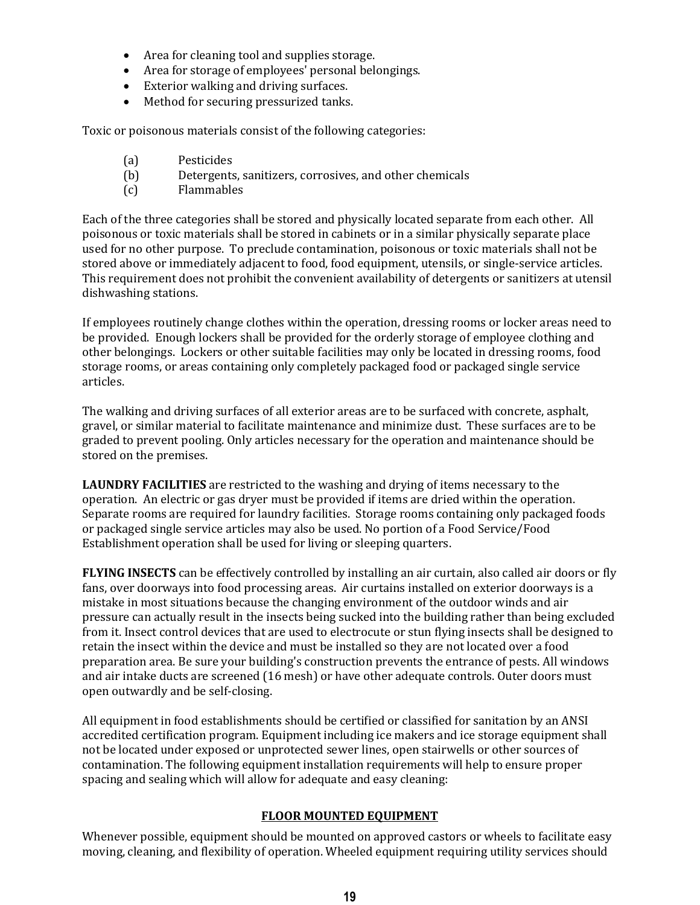- Area for cleaning tool and supplies storage.
- Area for storage of employees' personal belongings.
- Exterior walking and driving surfaces.
- Method for securing pressurized tanks.

Toxic or poisonous materials consist of the following categories:

(a) Pesticides
(b) Detergents, sanitizers, corrosives, and other chemicals
(c) Flammables

Each of the three categories shall be stored and physically located separate from each other. All poisonous or toxic materials shall be stored in cabinets or in a similar physically separate place used for no other purpose. To preclude contamination, poisonous or toxic materials shall not be stored above or immediately adjacent to food, food equipment, utensils, or single-service articles. This requirement does not prohibit the convenient availability of detergents or sanitizers at utensil dishwashing stations.

If employees routinely change clothes within the operation, dressing rooms or locker areas need to be provided. Enough lockers shall be provided for the orderly storage of employee clothing and other belongings. Lockers or other suitable facilities may only be located in dressing rooms, food storage rooms, or areas containing only completely packaged food or packaged single service articles.

The walking and driving surfaces of all exterior areas are to be surfaced with concrete, asphalt, gravel, or similar material to facilitate maintenance and minimize dust. These surfaces are to be graded to prevent pooling. Only articles necessary for the operation and maintenance should be stored on the premises.

**LAUNDRY FACILITIES** are restricted to the washing and drying of items necessary to the operation. An electric or gas dryer must be provided if items are dried within the operation. Separate rooms are required for laundry facilities. Storage rooms containing only packaged foods or packaged single service articles may also be used. No portion of a Food Service/Food Establishment operation shall be used for living or sleeping quarters.

**FLYING INSECTS** can be effectively controlled by installing an air curtain, also called air doors or fly fans, over doorways into food processing areas. Air curtains installed on exterior doorways is a mistake in most situations because the changing environment of the outdoor winds and air pressure can actually result in the insects being sucked into the building rather than being excluded from it. Insect control devices that are used to electrocute or stun flying insects shall be designed to retain the insect within the device and must be installed so they are not located over a food preparation area. Be sure your building's construction prevents the entrance of pests. All windows and air intake ducts are screened (16 mesh) or have other adequate controls. Outer doors must open outwardly and be self-closing.

All equipment in food establishments should be certified or classified for sanitation by an ANSI accredited certification program. Equipment including ice makers and ice storage equipment shall not be located under exposed or unprotected sewer lines, open stairwells or other sources of contamination. The following equipment installation requirements will help to ensure proper spacing and sealing which will allow for adequate and easy cleaning:

## FLOOR MOUNTED EQUIPMENT

Whenever possible, equipment should be mounted on approved castors or wheels to facilitate easy moving, cleaning, and flexibility of operation. Wheeled equipment requiring utility services should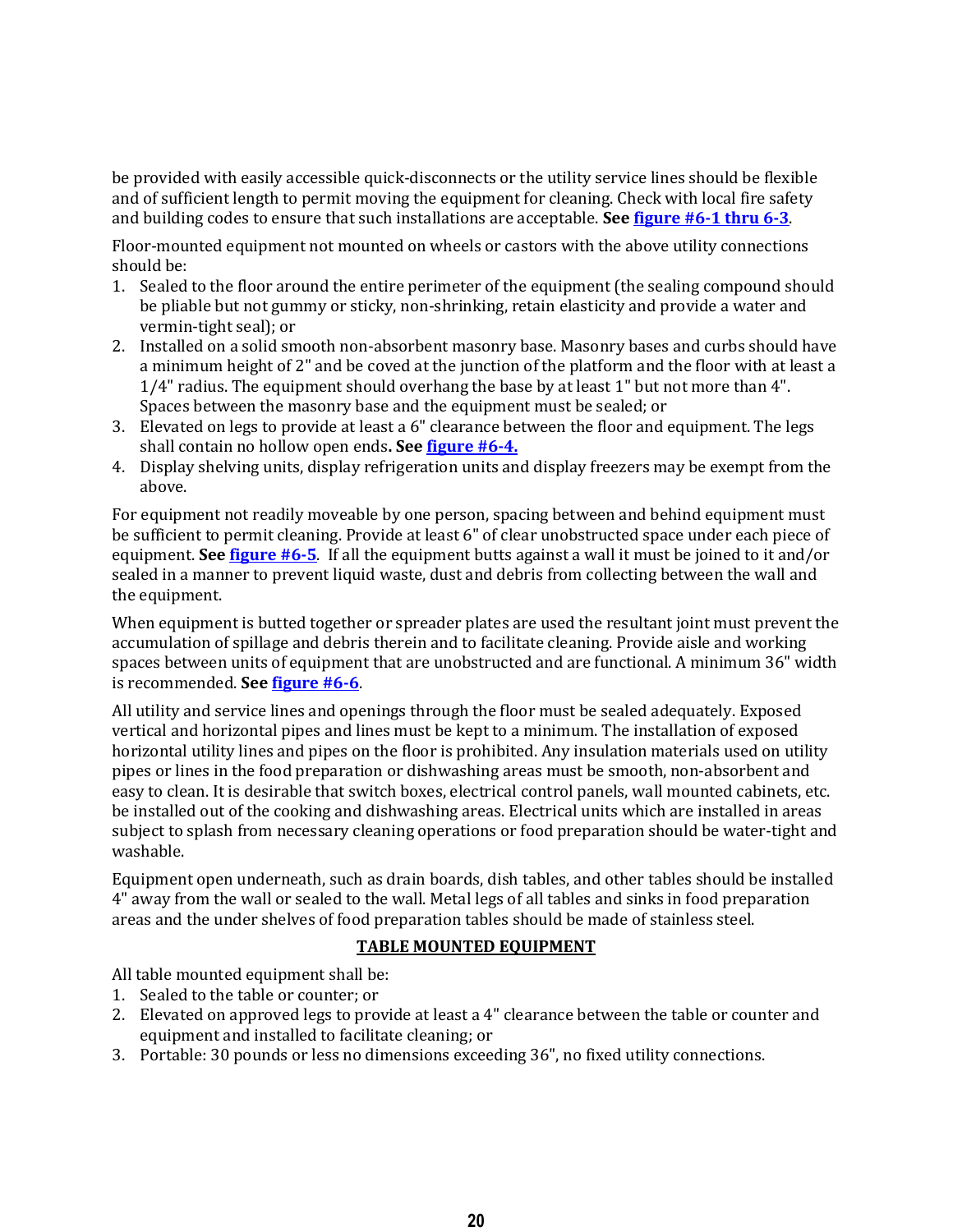be provided with easily accessible quick-disconnects or the utility service lines should be flexible and of sufficient length to permit moving the equipment for cleaning. Check with local fire safety and building codes to ensure that such installations are acceptable. **See** [figure #6-1 thru 6-3](#).

Floor-mounted equipment not mounted on wheels or castors with the above utility connections should be:

1. Sealed to the floor around the entire perimeter of the equipment (the sealing compound should be pliable but not gummy or sticky, non-shrinking, retain elasticity and provide a water and vermin-tight seal); or
2. Installed on a solid smooth non-absorbent masonry base. Masonry bases and curbs should have a minimum height of 2" and be coved at the junction of the platform and the floor with at least a 1/4" radius. The equipment should overhang the base by at least 1" but not more than 4". Spaces between the masonry base and the equipment must be sealed; or
3. Elevated on legs to provide at least a 6" clearance between the floor and equipment. The legs shall contain no hollow open ends**. See** [figure #6-4.](#)
4. Display shelving units, display refrigeration units and display freezers may be exempt from the above.

For equipment not readily moveable by one person, spacing between and behind equipment must be sufficient to permit cleaning. Provide at least 6" of clear unobstructed space under each piece of equipment. **See** [figure #6-5](#). If all the equipment butts against a wall it must be joined to it and/or sealed in a manner to prevent liquid waste, dust and debris from collecting between the wall and the equipment.

When equipment is butted together or spreader plates are used the resultant joint must prevent the accumulation of spillage and debris therein and to facilitate cleaning. Provide aisle and working spaces between units of equipment that are unobstructed and are functional. A minimum 36" width is recommended. **See** [figure #6-6](#).

All utility and service lines and openings through the floor must be sealed adequately. Exposed vertical and horizontal pipes and lines must be kept to a minimum. The installation of exposed horizontal utility lines and pipes on the floor is prohibited. Any insulation materials used on utility pipes or lines in the food preparation or dishwashing areas must be smooth, non-absorbent and easy to clean. It is desirable that switch boxes, electrical control panels, wall mounted cabinets, etc. be installed out of the cooking and dishwashing areas. Electrical units which are installed in areas subject to splash from necessary cleaning operations or food preparation should be water-tight and washable.

Equipment open underneath, such as drain boards, dish tables, and other tables should be installed 4" away from the wall or sealed to the wall. Metal legs of all tables and sinks in food preparation areas and the under shelves of food preparation tables should be made of stainless steel.

## TABLE MOUNTED EQUIPMENT

All table mounted equipment shall be:

1. Sealed to the table or counter; or
2. Elevated on approved legs to provide at least a 4" clearance between the table or counter and equipment and installed to facilitate cleaning; or
3. Portable: 30 pounds or less no dimensions exceeding 36", no fixed utility connections.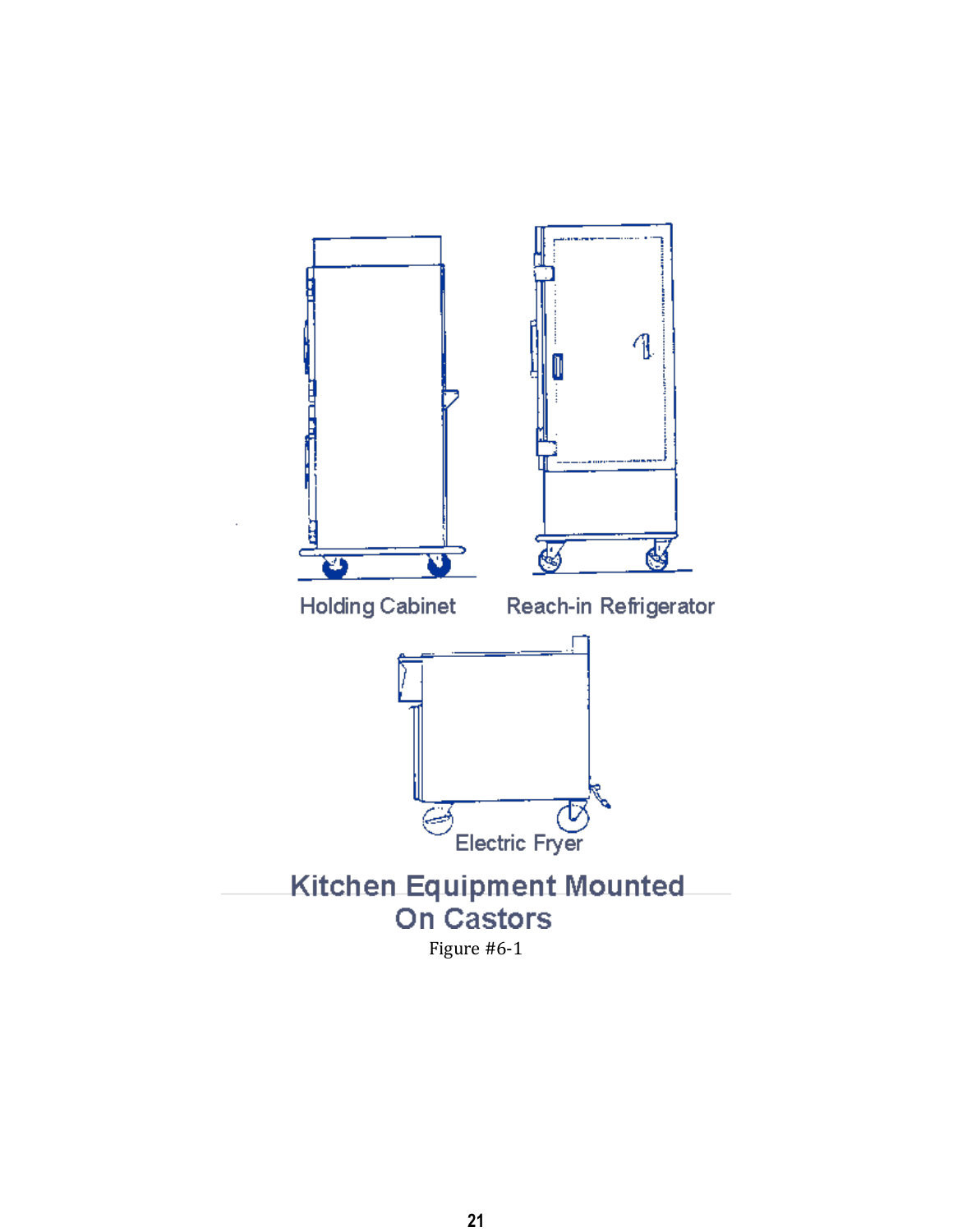Holding Cabinet

Reach-in Refrigerator

Electric Fryer

**Kitchen Equipment Mounted On Castors**

Figure #6-1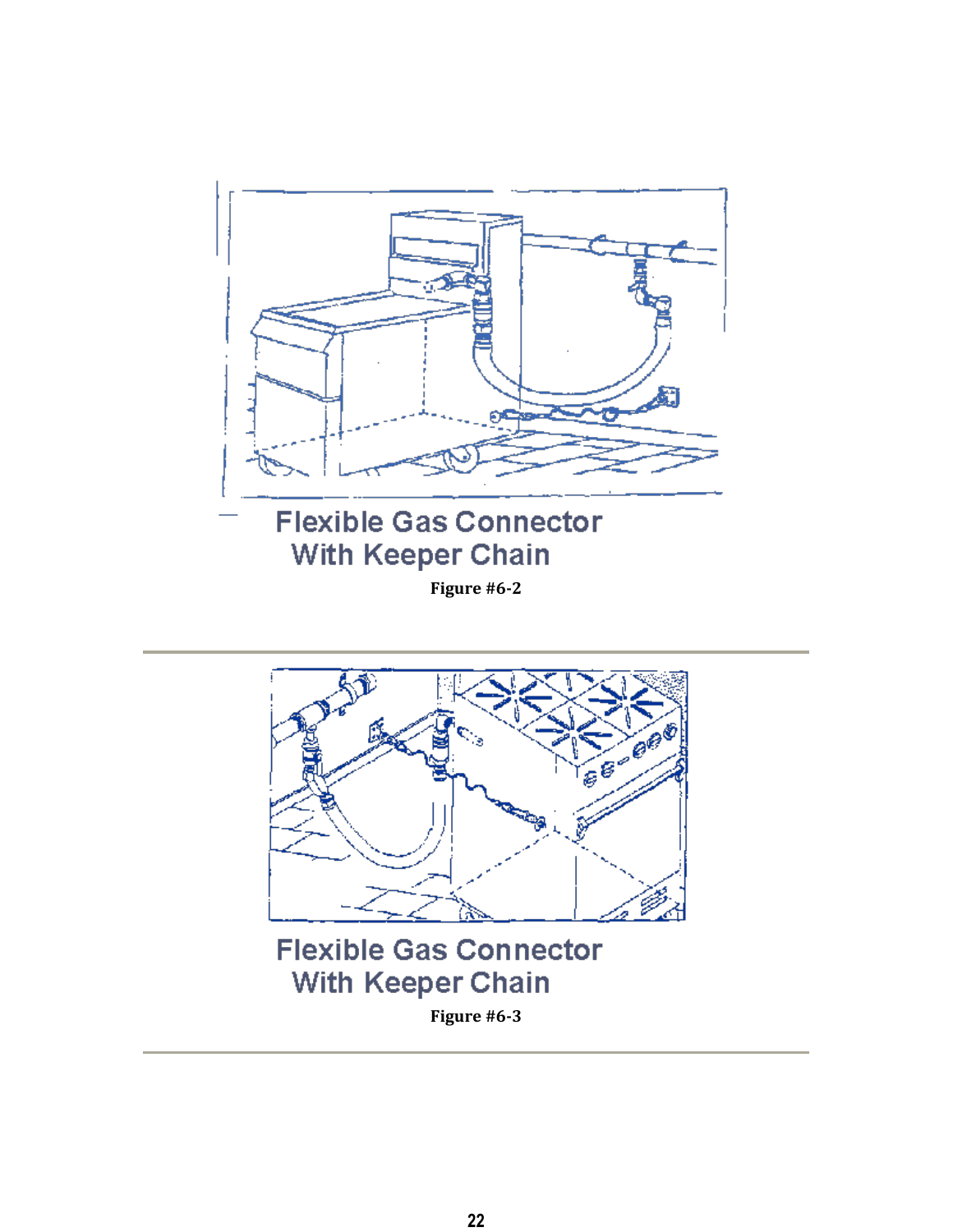Flexible Gas Connector With Keeper Chain

**Figure #6-2**

Flexible Gas Connector With Keeper Chain

**Figure #6-3**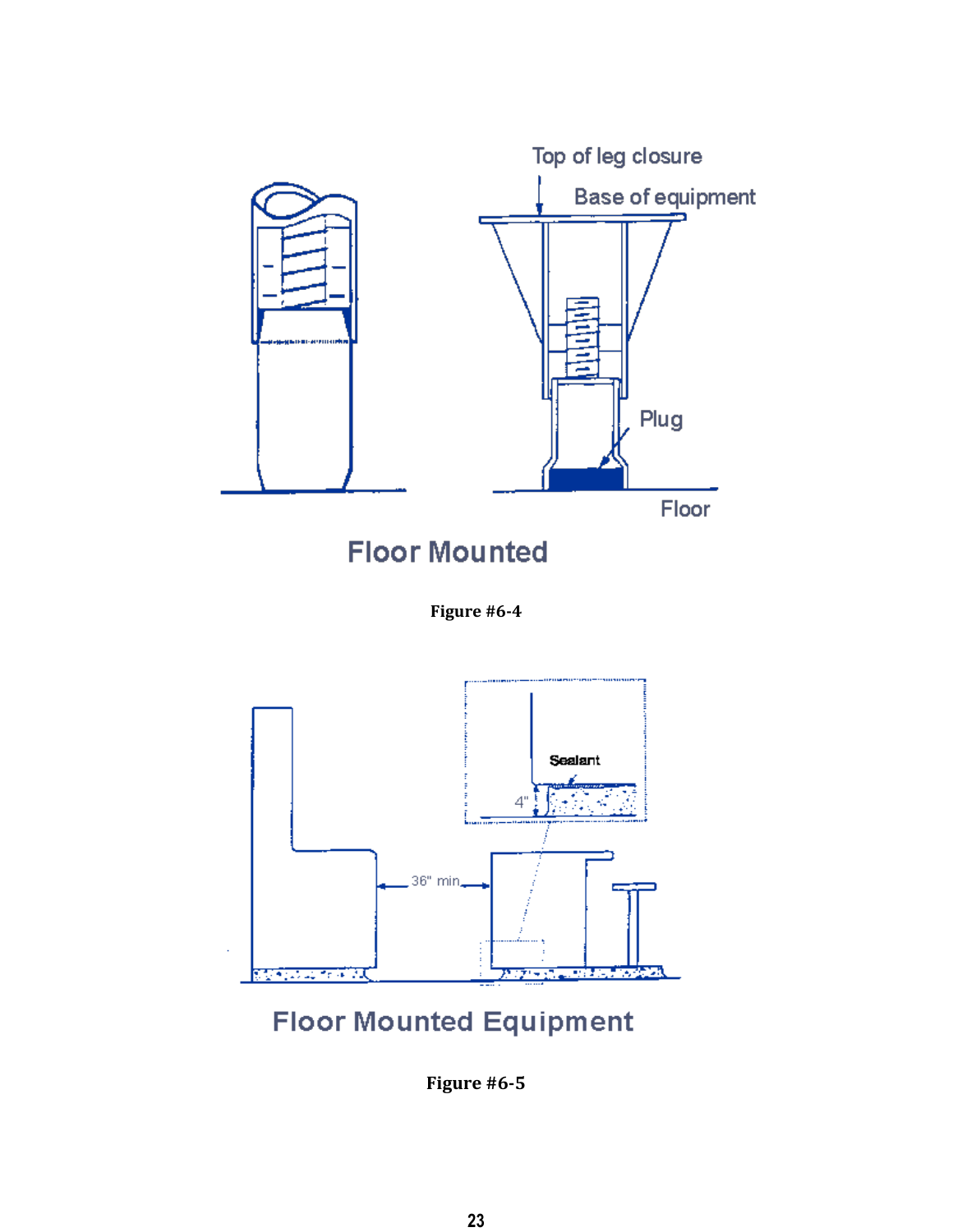Top of leg closure

Base of equipment

Plug

Floor

Floor Mounted

**Figure #6-4**

Sealant

4"

36" min

Floor Mounted Equipment

**Figure #6-5**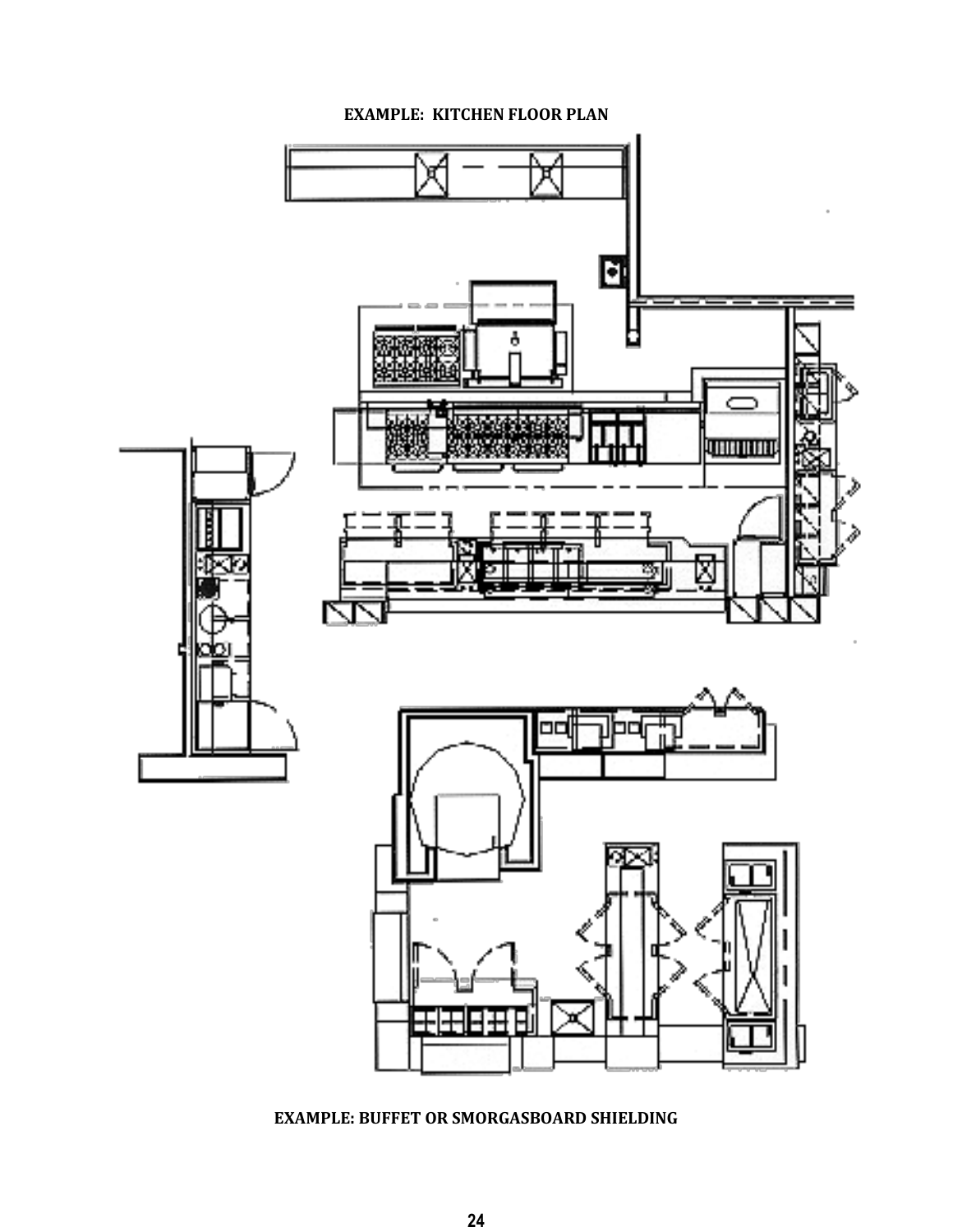**EXAMPLE: KITCHEN FLOOR PLAN**

**EXAMPLE: BUFFET OR SMORGASBOARD SHIELDING**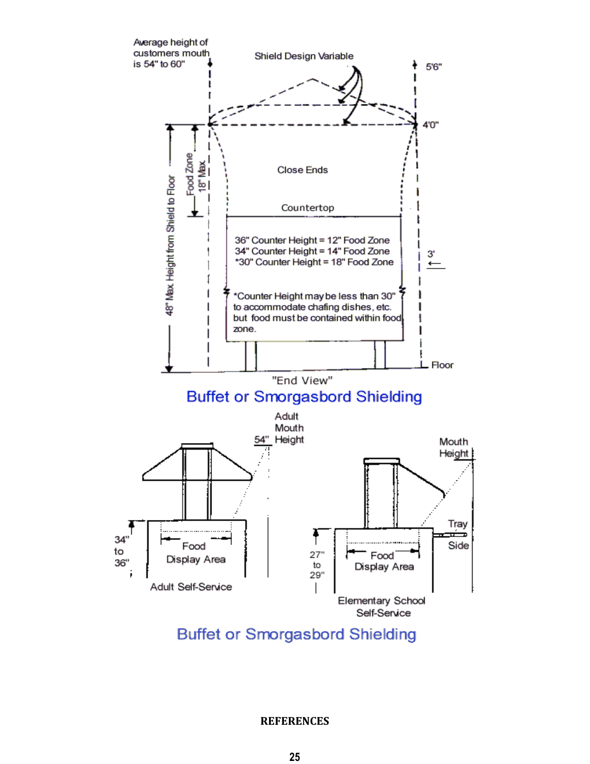Average height of customers mouth is 54" to 60"

Shield Design Variable

5'6"

4'0"

48" Max Height from Shield to Floor

Food Zone 18" Max

Close Ends

Countertop

36" Counter Height = 12" Food Zone
34" Counter Height = 14" Food Zone
*30" Counter Height = 18" Food Zone

*Counter Height may be less than 30" to accommodate chafing dishes, etc. but food must be contained within food zone.

3'

Floor

"End View"

## Buffet or Smorgasbord Shielding

Adult Mouth Height 54"

34" to 36"

Food Display Area

Adult Self-Service

Mouth Height

Tray Side

27" to 29"

Food Display Area

Elementary School Self-Service

## Buffet or Smorgasbord Shielding

**REFERENCES**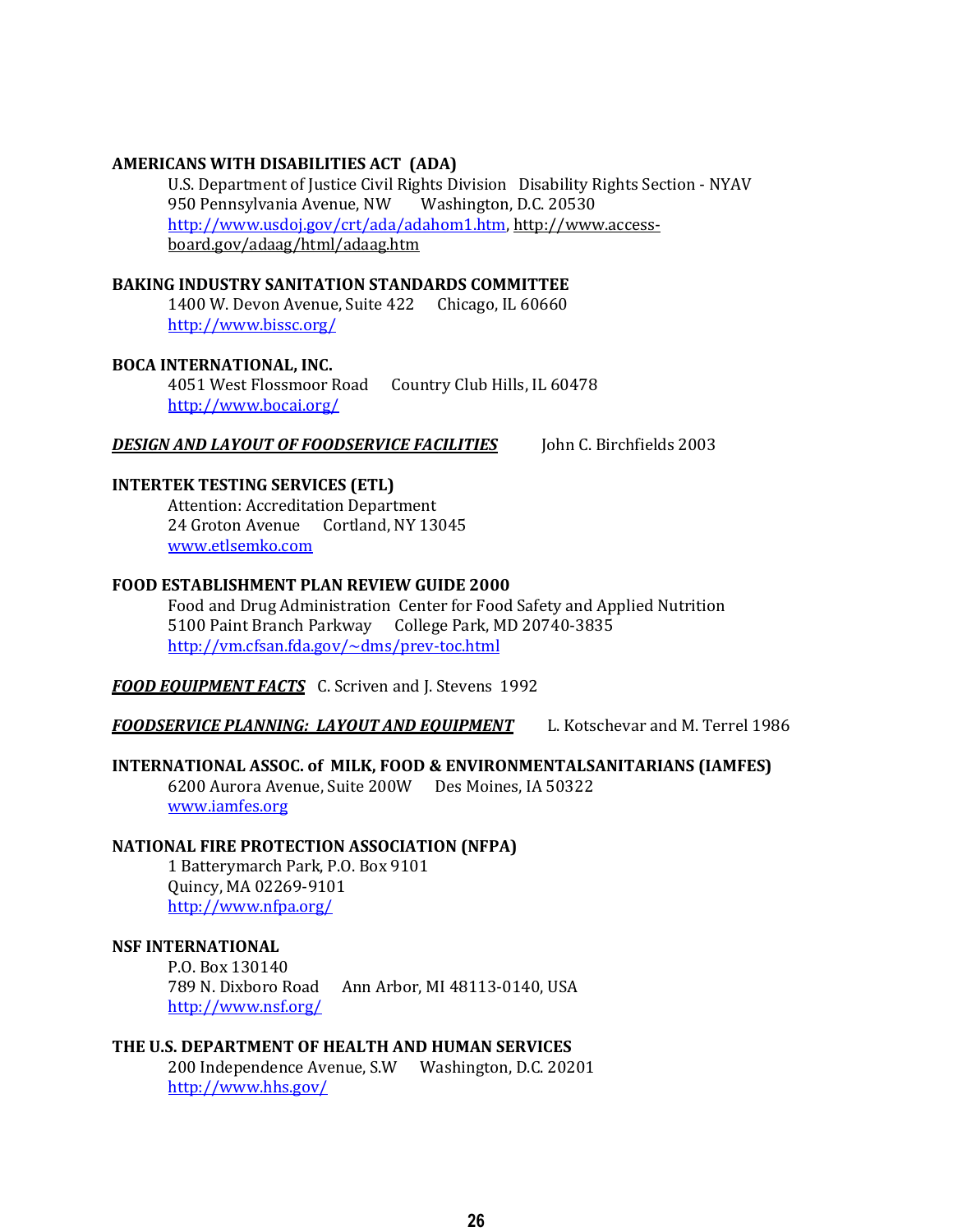**AMERICANS WITH DISABILITIES ACT (ADA)**

U.S. Department of Justice Civil Rights Division Disability Rights Section - NYAV
950 Pennsylvania Avenue, NW Washington, D.C. 20530
http://www.usdoj.gov/crt/ada/adahom1.htm, http://www.access-board.gov/adaag/html/adaag.htm

**BAKING INDUSTRY SANITATION STANDARDS COMMITTEE**

1400 W. Devon Avenue, Suite 422 Chicago, IL 60660
http://www.bissc.org/

**BOCA INTERNATIONAL, INC.**

4051 West Flossmoor Road Country Club Hills, IL 60478
http://www.bocai.org/

***DESIGN AND LAYOUT OF FOODSERVICE FACILITIES*** John C. Birchfields 2003

**INTERTEK TESTING SERVICES (ETL)**

Attention: Accreditation Department
24 Groton Avenue Cortland, NY 13045
www.etlsemko.com

**FOOD ESTABLISHMENT PLAN REVIEW GUIDE 2000**

Food and Drug Administration Center for Food Safety and Applied Nutrition
5100 Paint Branch Parkway College Park, MD 20740-3835
http://vm.cfsan.fda.gov/~dms/prev-toc.html

***FOOD EQUIPMENT FACTS*** C. Scriven and J. Stevens 1992

***FOODSERVICE PLANNING: LAYOUT AND EQUIPMENT*** L. Kotschevar and M. Terrel 1986

**INTERNATIONAL ASSOC. of MILK, FOOD & ENVIRONMENTALSANITARIANS (IAMFES)**

6200 Aurora Avenue, Suite 200W Des Moines, IA 50322
www.iamfes.org

**NATIONAL FIRE PROTECTION ASSOCIATION (NFPA)**

1 Batterymarch Park, P.O. Box 9101
Quincy, MA 02269-9101
http://www.nfpa.org/

**NSF INTERNATIONAL**

P.O. Box 130140
789 N. Dixboro Road Ann Arbor, MI 48113-0140, USA
http://www.nsf.org/

**THE U.S. DEPARTMENT OF HEALTH AND HUMAN SERVICES**

200 Independence Avenue, S.W Washington, D.C. 20201
http://www.hhs.gov/